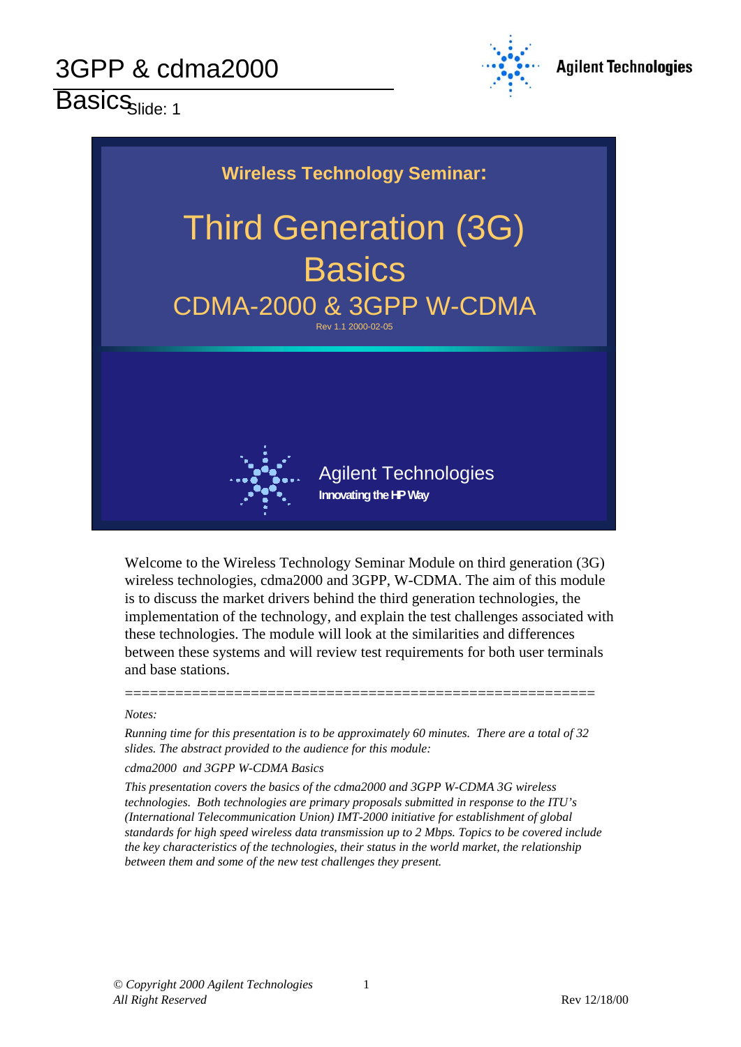# 3GPP & cdma2000 Basics

Slide: 1

**Wireless Technology Seminar:**

## Third Generation (3G) Basics

### CDMA-2000 & 3GPP W-CDMA

Rev 1.1 2000-02-05

Agilent Technologies

Innovating the HP Way

Welcome to the Wireless Technology Seminar Module on third generation (3G) wireless technologies, cdma2000 and 3GPP, W-CDMA. The aim of this module is to discuss the market drivers behind the third generation technologies, the implementation of the technology, and explain the test challenges associated with these technologies. The module will look at the similarities and differences between these systems and will review test requirements for both user terminals and base stations.

=======================================================

*Notes:*

*Running time for this presentation is to be approximately 60 minutes. There are a total of 32 slides. The abstract provided to the audience for this module:*

*cdma2000 and 3GPP W-CDMA Basics*

*This presentation covers the basics of the cdma2000 and 3GPP W-CDMA 3G wireless technologies. Both technologies are primary proposals submitted in response to the ITU's (International Telecommunication Union) IMT-2000 initiative for establishment of global standards for high speed wireless data transmission up to 2 Mbps. Topics to be covered include the key characteristics of the technologies, their status in the world market, the relationship between them and some of the new test challenges they present.*

*© Copyright 2000 Agilent Technologies*
*All Right Reserved*

Rev 12/18/00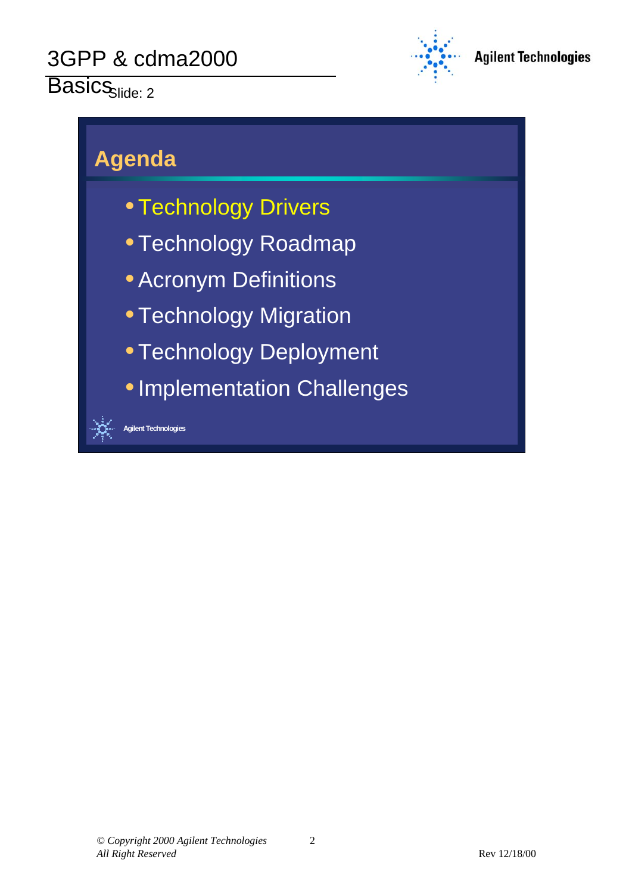# Agenda

- Technology Drivers
- Technology Roadmap
- Acronym Definitions
- Technology Migration
- Technology Deployment
- Implementation Challenges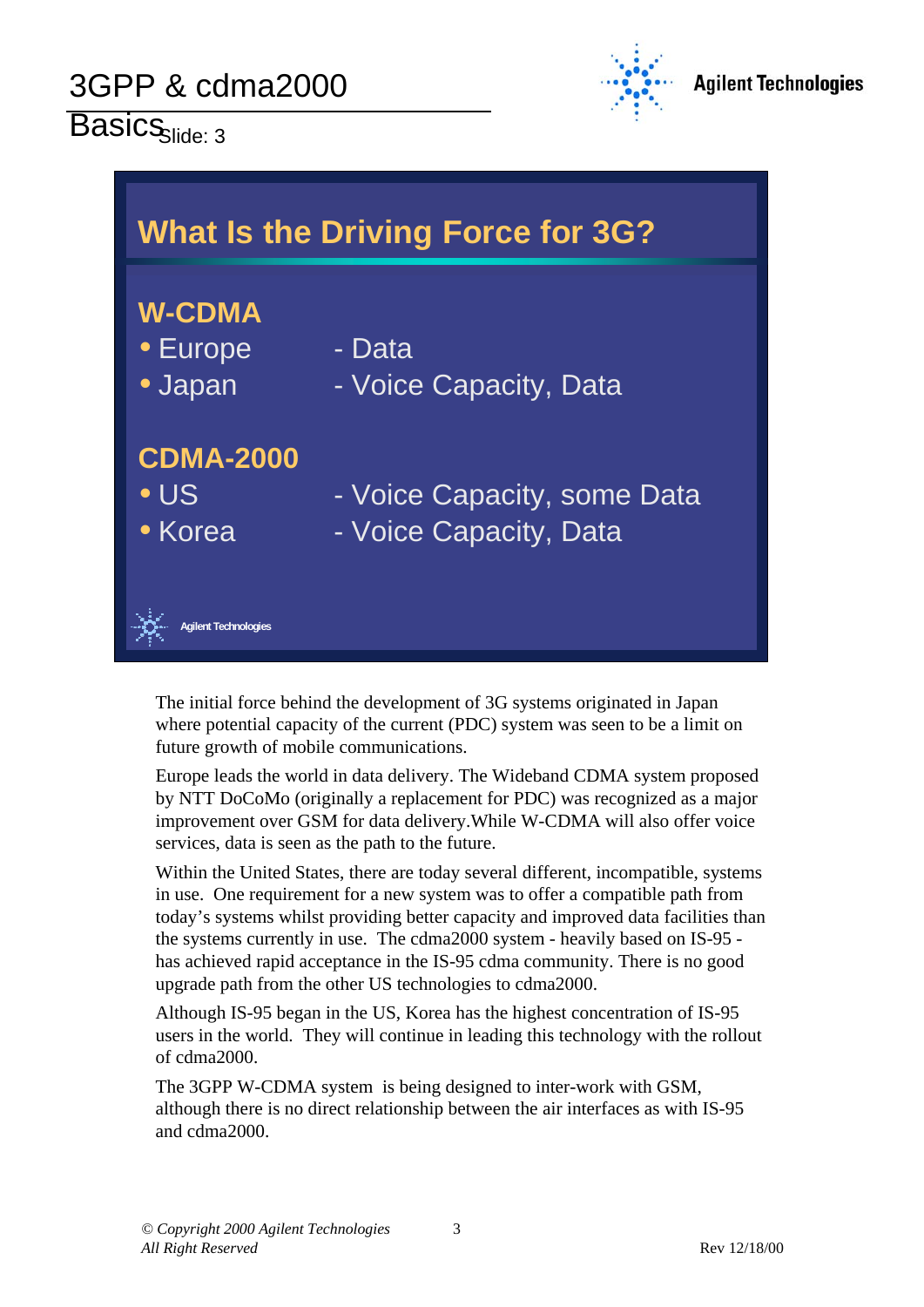# What Is the Driving Force for 3G?

**W-CDMA**

- Europe - Data
- Japan - Voice Capacity, Data

**CDMA-2000**

- US - Voice Capacity, some Data
- Korea - Voice Capacity, Data

The initial force behind the development of 3G systems originated in Japan where potential capacity of the current (PDC) system was seen to be a limit on future growth of mobile communications.

Europe leads the world in data delivery. The Wideband CDMA system proposed by NTT DoCoMo (originally a replacement for PDC) was recognized as a major improvement over GSM for data delivery.While W-CDMA will also offer voice services, data is seen as the path to the future.

Within the United States, there are today several different, incompatible, systems in use. One requirement for a new system was to offer a compatible path from today's systems whilst providing better capacity and improved data facilities than the systems currently in use. The cdma2000 system - heavily based on IS-95 - has achieved rapid acceptance in the IS-95 cdma community. There is no good upgrade path from the other US technologies to cdma2000.

Although IS-95 began in the US, Korea has the highest concentration of IS-95 users in the world. They will continue in leading this technology with the rollout of cdma2000.

The 3GPP W-CDMA system is being designed to inter-work with GSM, although there is no direct relationship between the air interfaces as with IS-95 and cdma2000.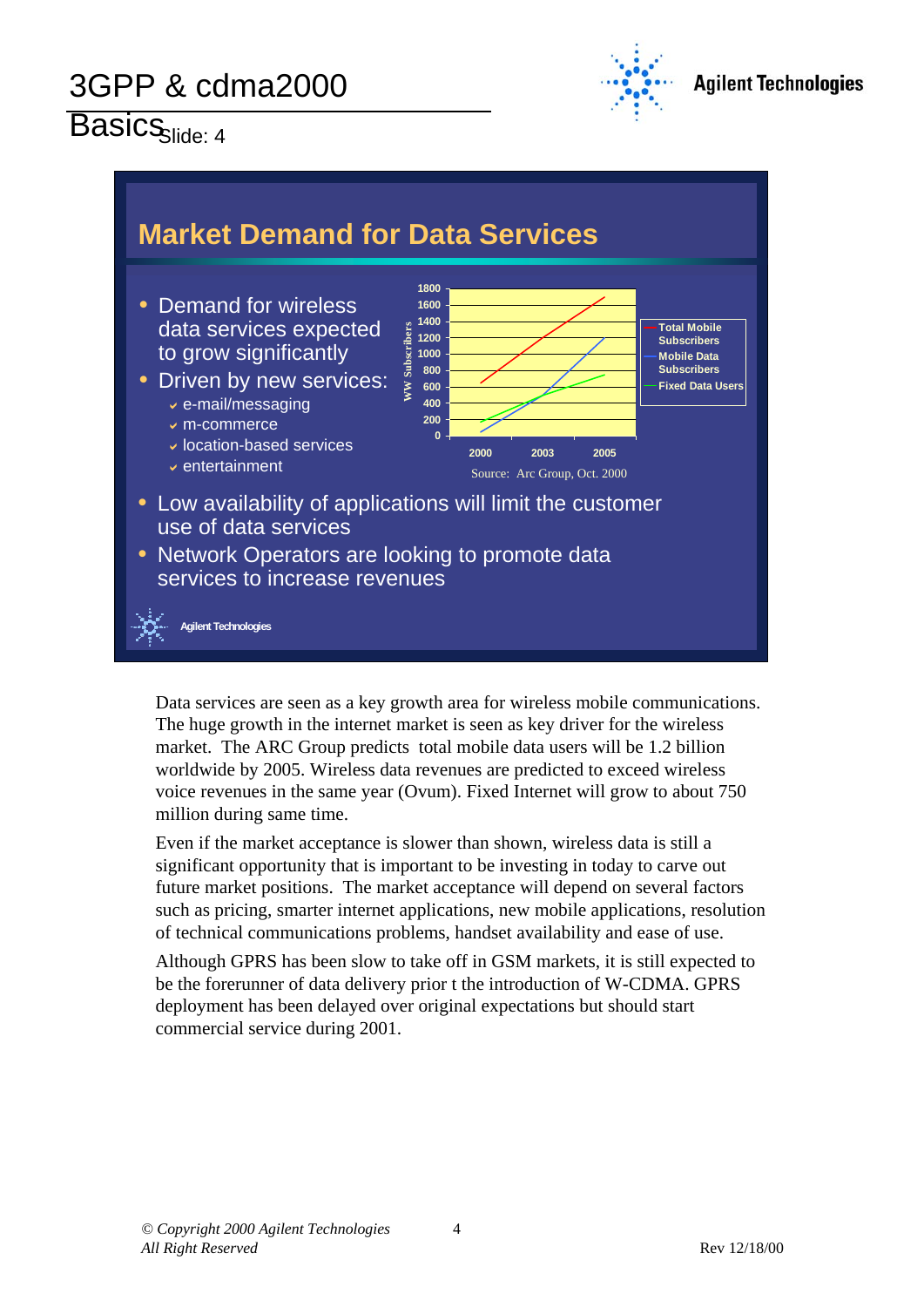## Market Demand for Data Services

- Demand for wireless data services expected to grow significantly
- Driven by new services:
  - e-mail/messaging
  - m-commerce
  - location-based services
  - entertainment

Source: Arc Group, Oct. 2000

- Low availability of applications will limit the customer use of data services
- Network Operators are looking to promote data services to increase revenues

Data services are seen as a key growth area for wireless mobile communications. The huge growth in the internet market is seen as key driver for the wireless market. The ARC Group predicts total mobile data users will be 1.2 billion worldwide by 2005. Wireless data revenues are predicted to exceed wireless voice revenues in the same year (Ovum). Fixed Internet will grow to about 750 million during same time.

Even if the market acceptance is slower than shown, wireless data is still a significant opportunity that is important to be investing in today to carve out future market positions. The market acceptance will depend on several factors such as pricing, smarter internet applications, new mobile applications, resolution of technical communications problems, handset availability and ease of use.

Although GPRS has been slow to take off in GSM markets, it is still expected to be the forerunner of data delivery prior t the introduction of W-CDMA. GPRS deployment has been delayed over original expectations but should start commercial service during 2001.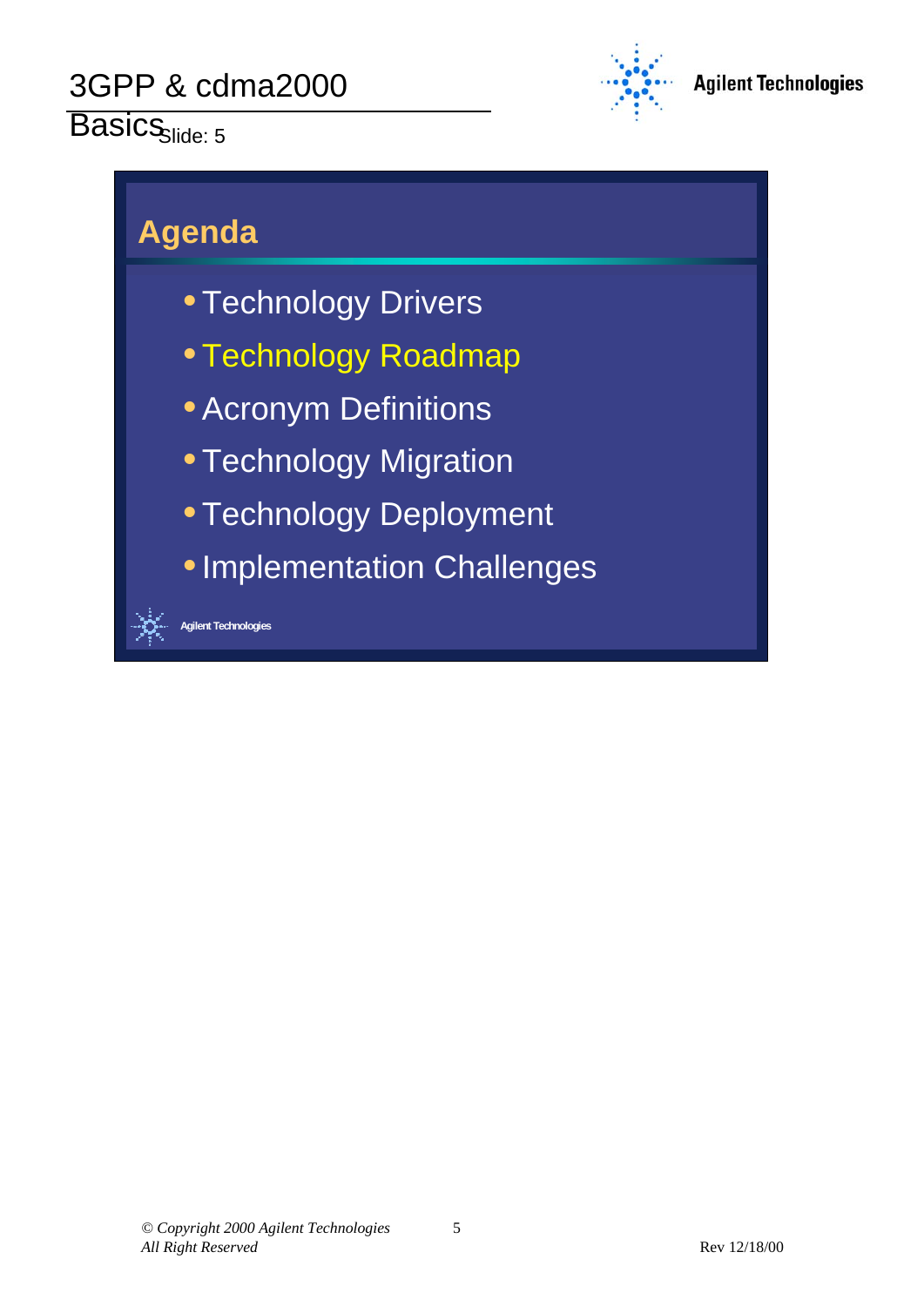## Agenda

- Technology Drivers
- Technology Roadmap
- Acronym Definitions
- Technology Migration
- Technology Deployment
- Implementation Challenges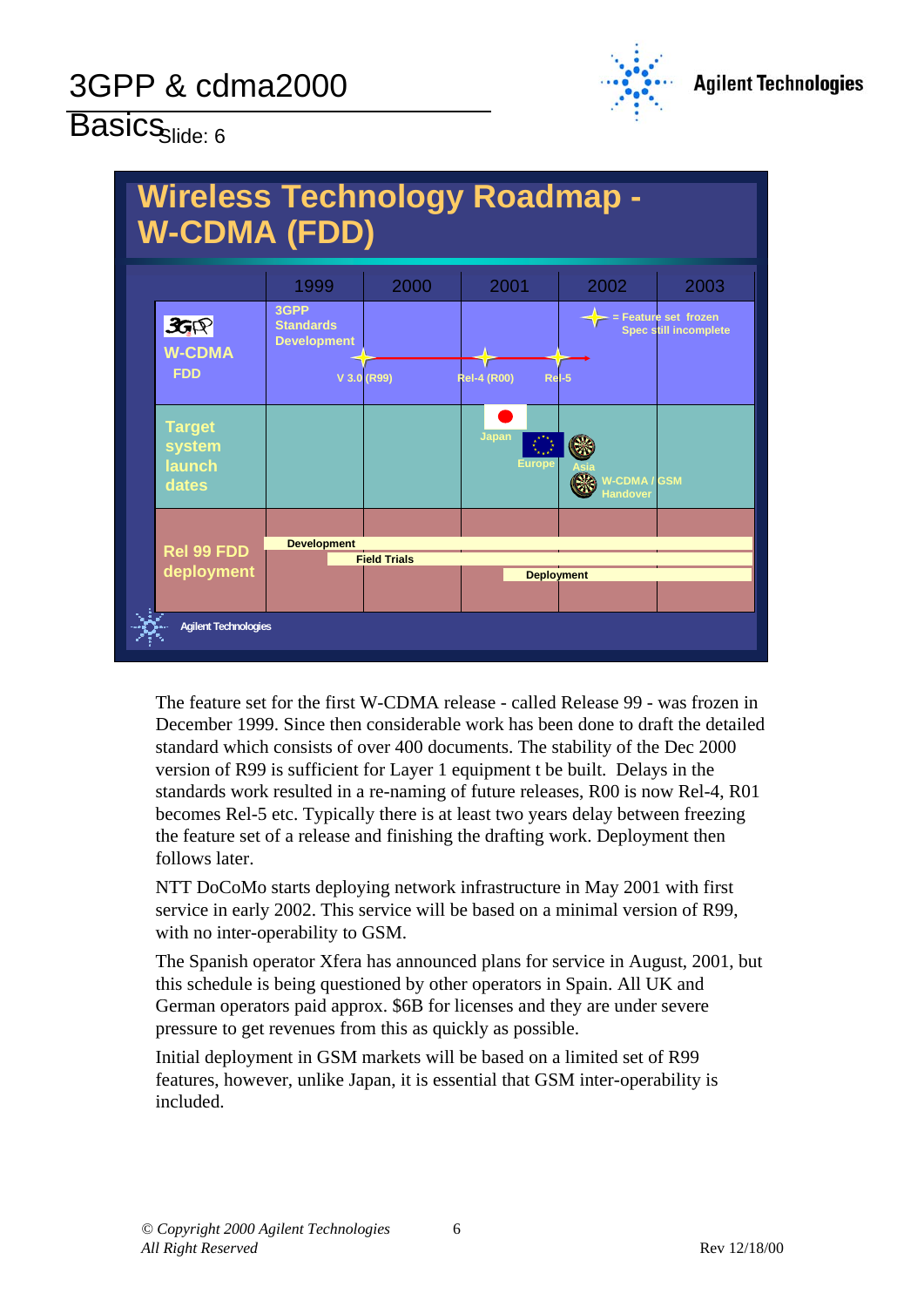# Wireless Technology Roadmap - W-CDMA (FDD)

| | 1999 | 2000 | 2001 | 2002 | 2003 |
|---|---|---|---|---|---|
| 3GPP W-CDMA FDD | 3GPP Standards Development; V 3.0 (R99) | | Rel-4 (R00) | Rel-5 | |
| Target system launch dates | | | Japan | Europe; Asia; W-CDMA / GSM Handover | |
| Rel 99 FDD deployment | Development | Field Trials | Deployment | | |

= Feature set frozen, Spec still incomplete

The feature set for the first W-CDMA release - called Release 99 - was frozen in December 1999. Since then considerable work has been done to draft the detailed standard which consists of over 400 documents. The stability of the Dec 2000 version of R99 is sufficient for Layer 1 equipment t be built. Delays in the standards work resulted in a re-naming of future releases, R00 is now Rel-4, R01 becomes Rel-5 etc. Typically there is at least two years delay between freezing the feature set of a release and finishing the drafting work. Deployment then follows later.

NTT DoCoMo starts deploying network infrastructure in May 2001 with first service in early 2002. This service will be based on a minimal version of R99, with no inter-operability to GSM.

The Spanish operator Xfera has announced plans for service in August, 2001, but this schedule is being questioned by other operators in Spain. All UK and German operators paid approx. $6B for licenses and they are under severe pressure to get revenues from this as quickly as possible.

Initial deployment in GSM markets will be based on a limited set of R99 features, however, unlike Japan, it is essential that GSM inter-operability is included.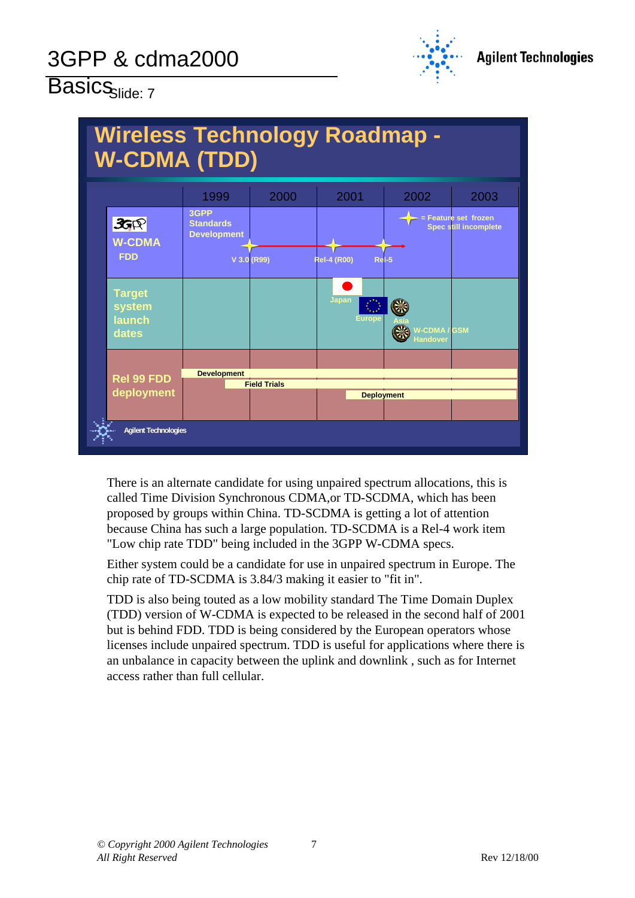# Wireless Technology Roadmap - W-CDMA (TDD)

| | 1999 | 2000 | 2001 | 2002 | 2003 |
|---|---|---|---|---|---|
| 3GPP W-CDMA FDD | 3GPP Standards Development; V 3.0 (R99) | | Rel-4 (R00) | Rel-5 | |
| Target system launch dates | | | Japan; Europe | Asia; W-CDMA / GSM Handover | |
| Rel 99 FDD deployment | Development | Field Trials | Deployment | | |

✦ = Feature set frozen, Spec still incomplete

There is an alternate candidate for using unpaired spectrum allocations, this is called Time Division Synchronous CDMA,or TD-SCDMA, which has been proposed by groups within China. TD-SCDMA is getting a lot of attention because China has such a large population. TD-SCDMA is a Rel-4 work item "Low chip rate TDD" being included in the 3GPP W-CDMA specs.

Either system could be a candidate for use in unpaired spectrum in Europe. The chip rate of TD-SCDMA is 3.84/3 making it easier to "fit in".

TDD is also being touted as a low mobility standard The Time Domain Duplex (TDD) version of W-CDMA is expected to be released in the second half of 2001 but is behind FDD. TDD is being considered by the European operators whose licenses include unpaired spectrum. TDD is useful for applications where there is an unbalance in capacity between the uplink and downlink , such as for Internet access rather than full cellular.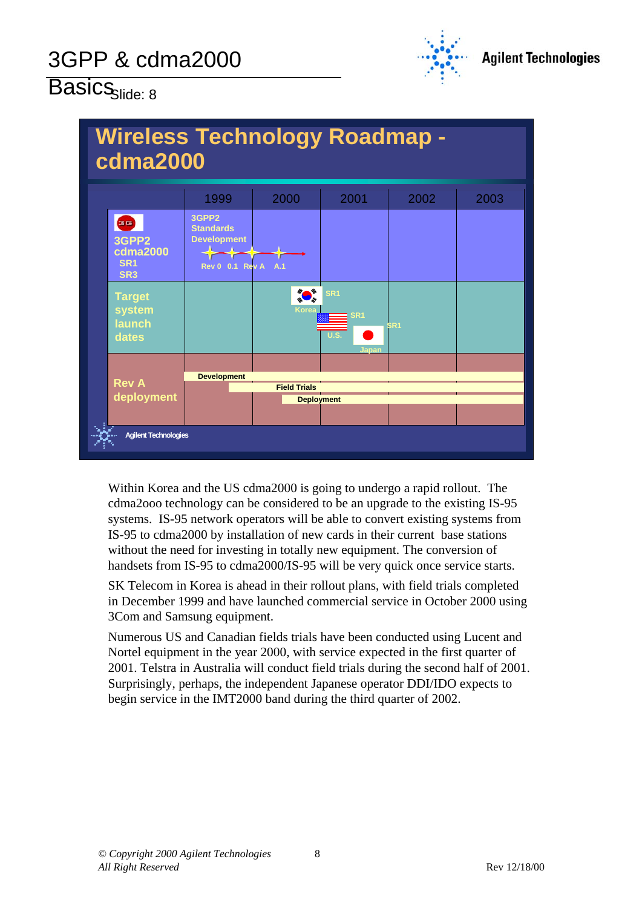## Wireless Technology Roadmap - cdma2000

| | 1999 | 2000 | 2001 | 2002 | 2003 |
|---|---|---|---|---|---|
| 3GPP2 cdma2000 SR1 SR3 | 3GPP2 Standards Development: Rev 0, 0.1, Rev A | A.1 | | | |
| Target system launch dates | | Korea SR1 | U.S. SR1; Japan | SR1 | |
| Rev A deployment | Development | Field Trials | Deployment | | |

Within Korea and the US cdma2000 is going to undergo a rapid rollout. The cdma2ooo technology can be considered to be an upgrade to the existing IS-95 systems. IS-95 network operators will be able to convert existing systems from IS-95 to cdma2000 by installation of new cards in their current base stations without the need for investing in totally new equipment. The conversion of handsets from IS-95 to cdma2000/IS-95 will be very quick once service starts.

SK Telecom in Korea is ahead in their rollout plans, with field trials completed in December 1999 and have launched commercial service in October 2000 using 3Com and Samsung equipment.

Numerous US and Canadian fields trials have been conducted using Lucent and Nortel equipment in the year 2000, with service expected in the first quarter of 2001. Telstra in Australia will conduct field trials during the second half of 2001. Surprisingly, perhaps, the independent Japanese operator DDI/IDO expects to begin service in the IMT2000 band during the third quarter of 2002.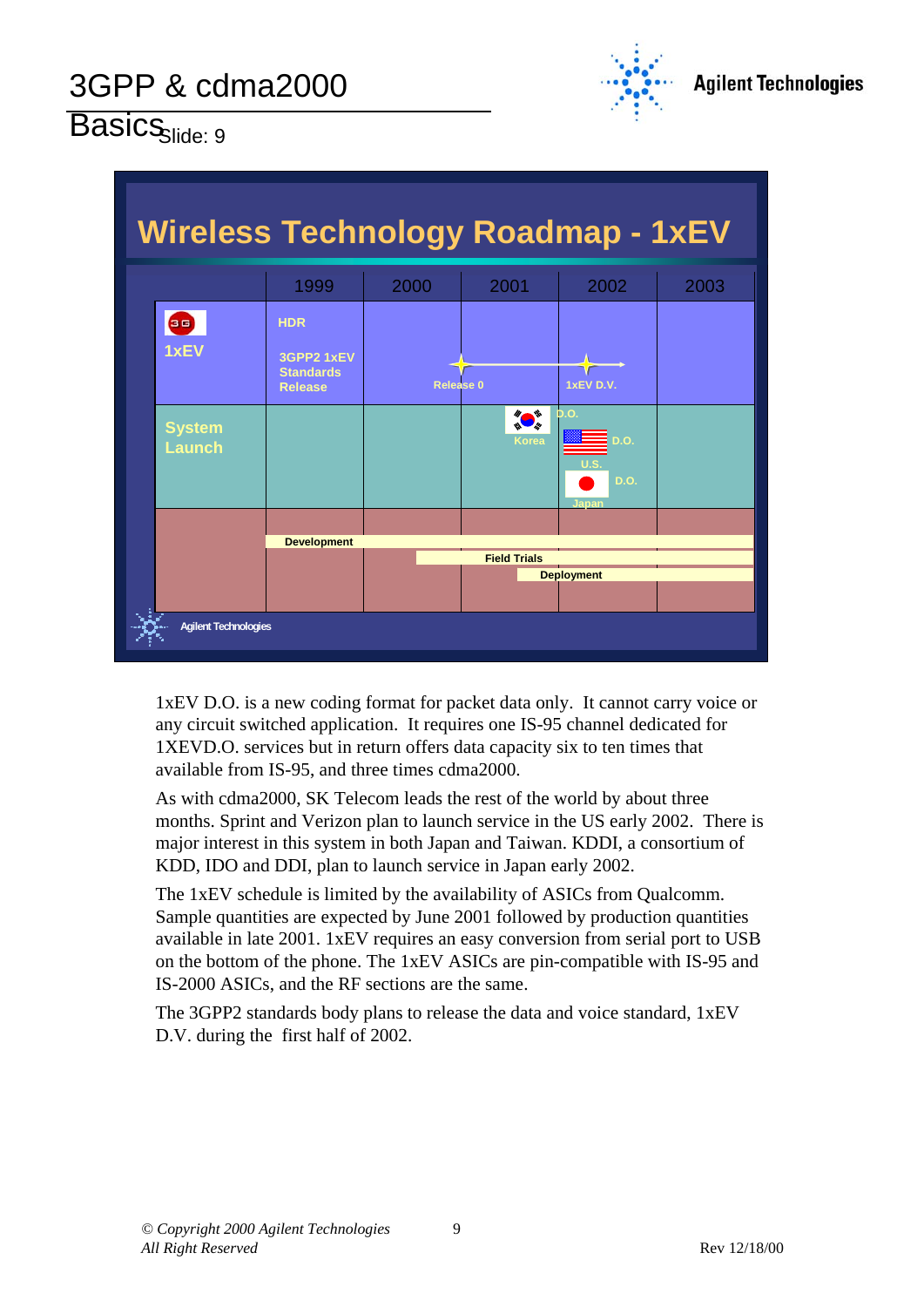# 3GPP & cdma2000 Basics

Slide: 9

## Wireless Technology Roadmap - 1xEV

| | 1999 | 2000 | 2001 | 2002 | 2003 |
|---|---|---|---|---|---|
| 1xEV | HDR<br>3GPP2 1xEV Standards Release | | Release 0 | 1xEV D.V. | |
| System Launch | | | Korea D.O. | U.S. D.O.<br>Japan D.O. | |
| | Development | | | | |
| | | Field Trials | | | |
| | | | Deployment | | |

1xEV D.O. is a new coding format for packet data only. It cannot carry voice or any circuit switched application. It requires one IS-95 channel dedicated for 1XEVD.O. services but in return offers data capacity six to ten times that available from IS-95, and three times cdma2000.

As with cdma2000, SK Telecom leads the rest of the world by about three months. Sprint and Verizon plan to launch service in the US early 2002. There is major interest in this system in both Japan and Taiwan. KDDI, a consortium of KDD, IDO and DDI, plan to launch service in Japan early 2002.

The 1xEV schedule is limited by the availability of ASICs from Qualcomm. Sample quantities are expected by June 2001 followed by production quantities available in late 2001. 1xEV requires an easy conversion from serial port to USB on the bottom of the phone. The 1xEV ASICs are pin-compatible with IS-95 and IS-2000 ASICs, and the RF sections are the same.

The 3GPP2 standards body plans to release the data and voice standard, 1xEV D.V. during the first half of 2002.

*© Copyright 2000 Agilent Technologies*
*All Right Reserved*

Rev 12/18/00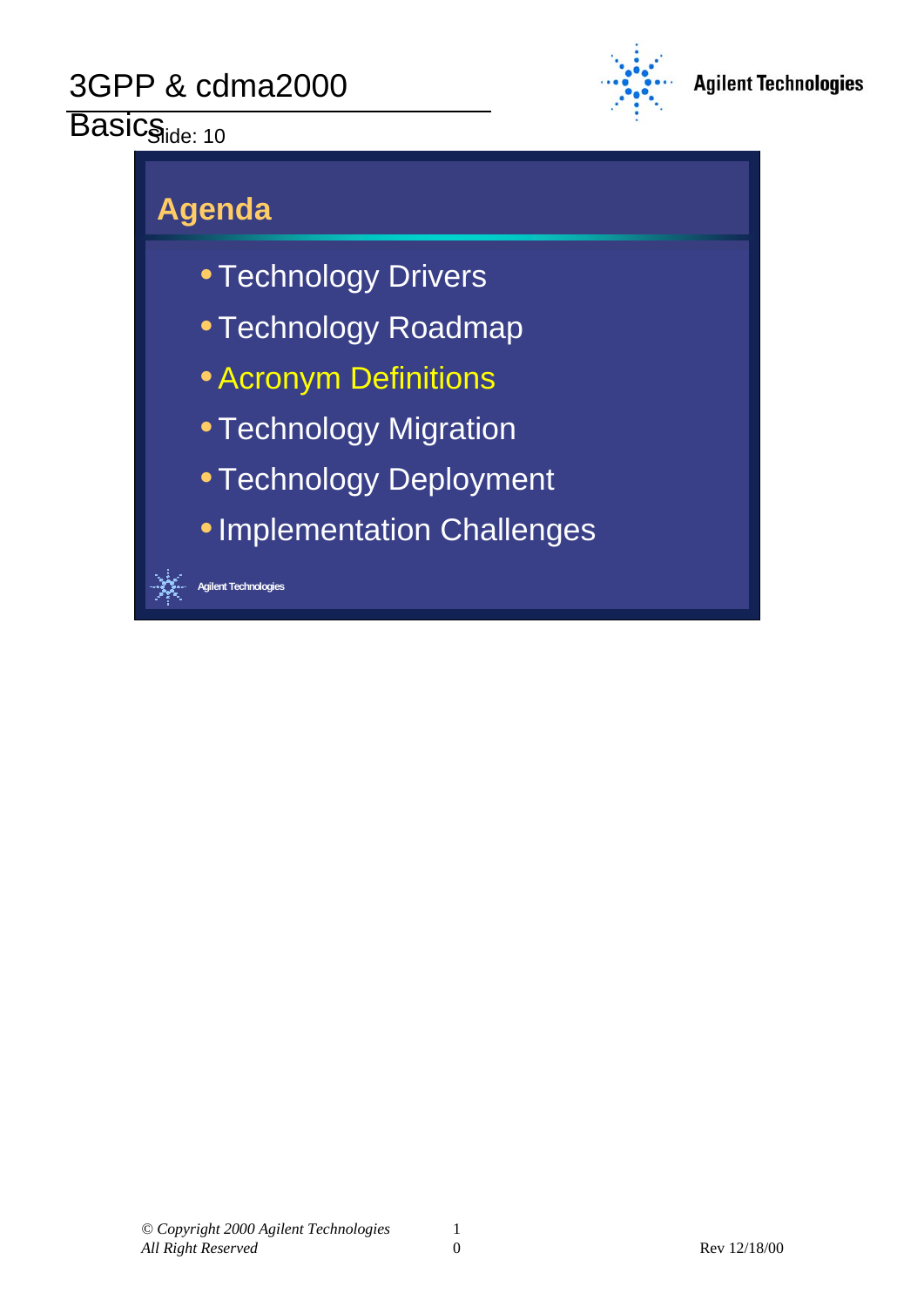## Agenda

- Technology Drivers
- Technology Roadmap
- Acronym Definitions
- Technology Migration
- Technology Deployment
- Implementation Challenges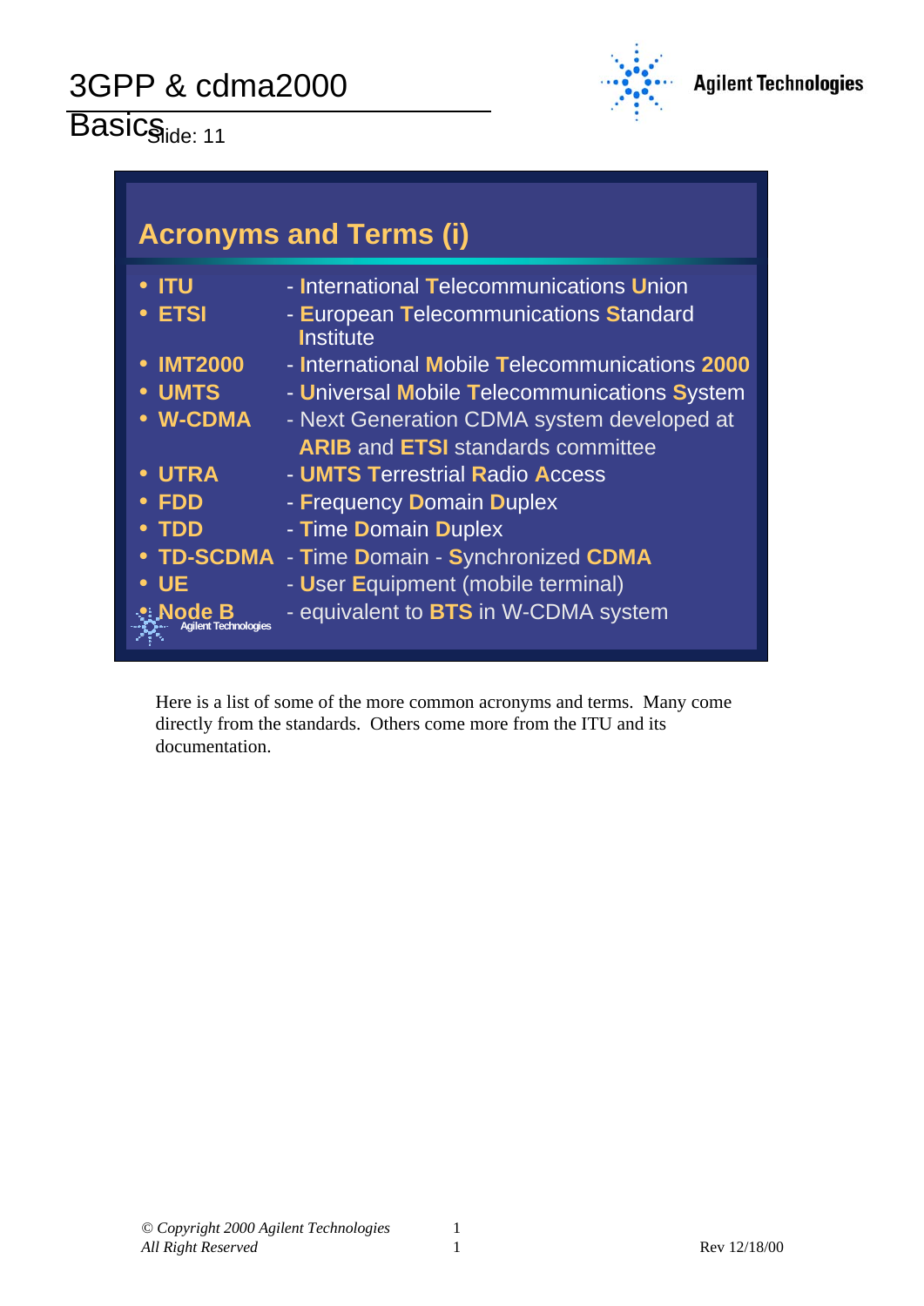Slide: 11

## Acronyms and Terms (i)

- **ITU** - International Telecommunications Union
- **ETSI** - European Telecommunications Standard Institute
- **IMT2000** - International Mobile Telecommunications 2000
- **UMTS** - Universal Mobile Telecommunications System
- **W-CDMA** - Next Generation CDMA system developed at **ARIB** and **ETSI** standards committee
- **UTRA** - **UMTS** Terrestrial Radio Access
- **FDD** - Frequency Domain Duplex
- **TDD** - Time Domain Duplex
- **TD-SCDMA** - Time Domain - Synchronized **CDMA**
- **UE** - User Equipment (mobile terminal)
- **Node B** - equivalent to **BTS** in W-CDMA system

Here is a list of some of the more common acronyms and terms. Many come directly from the standards. Others come more from the ITU and its documentation.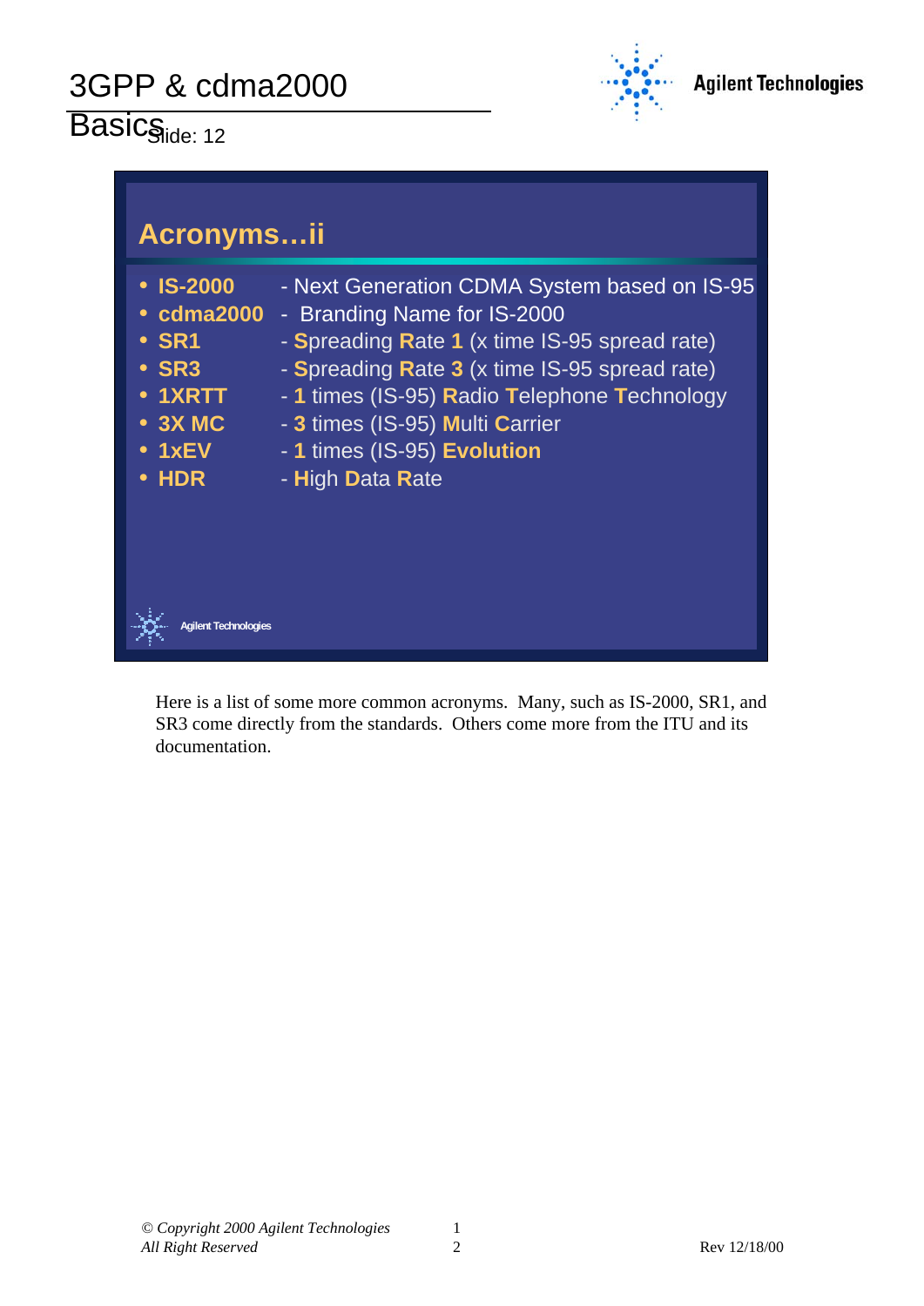## Acronyms…ii

- **IS-2000** - Next Generation CDMA System based on IS-95
- **cdma2000** - Branding Name for IS-2000
- **SR1** - **S**preading **R**ate **1** (x time IS-95 spread rate)
- **SR3** - **S**preading **R**ate **3** (x time IS-95 spread rate)
- **1XRTT** - **1** times (IS-95) **R**adio **T**elephone **T**echnology
- **3X MC** - **3** times (IS-95) **M**ulti **C**arrier
- **1xEV** - **1** times (IS-95) **Ev**olution
- **HDR** - **H**igh **D**ata **R**ate

Here is a list of some more common acronyms. Many, such as IS-2000, SR1, and SR3 come directly from the standards. Others come more from the ITU and its documentation.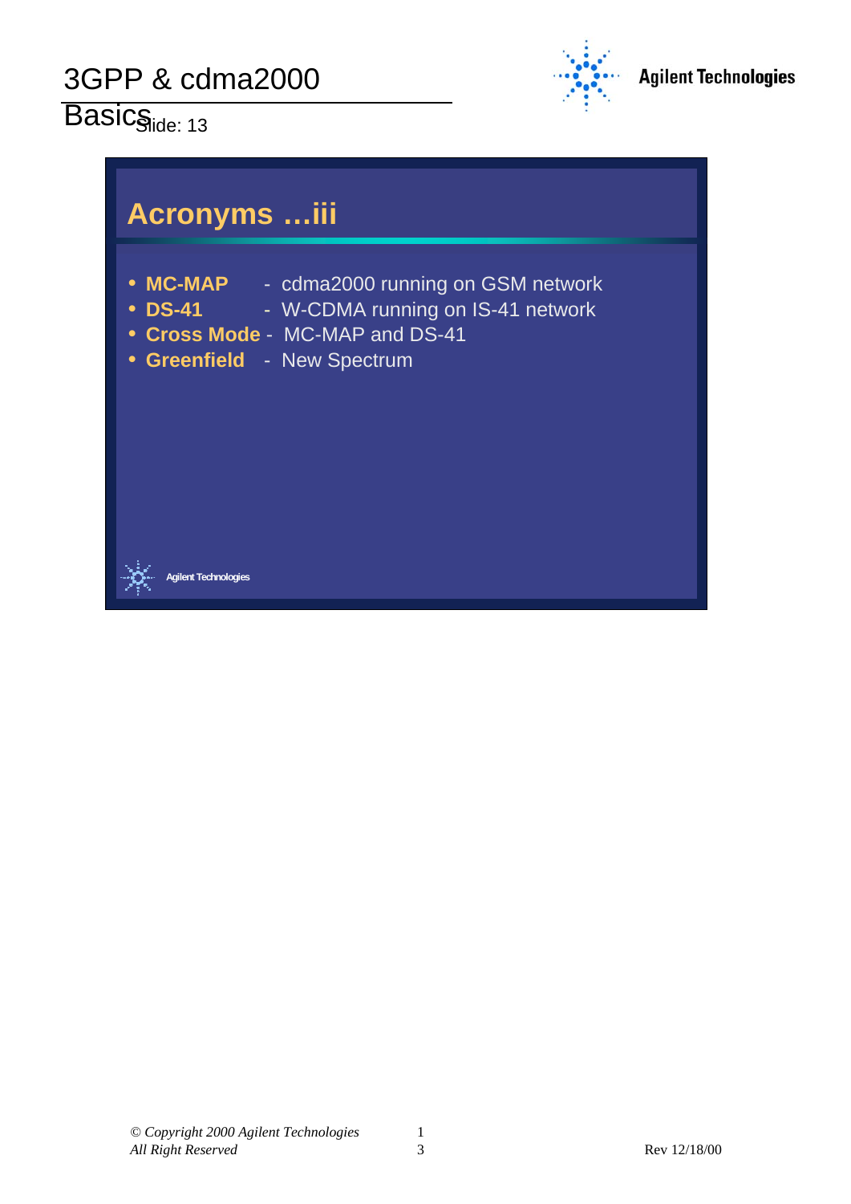# Acronyms ...iii

- **MC-MAP** - cdma2000 running on GSM network
- **DS-41** - W-CDMA running on IS-41 network
- **Cross Mode** - MC-MAP and DS-41
- **Greenfield** - New Spectrum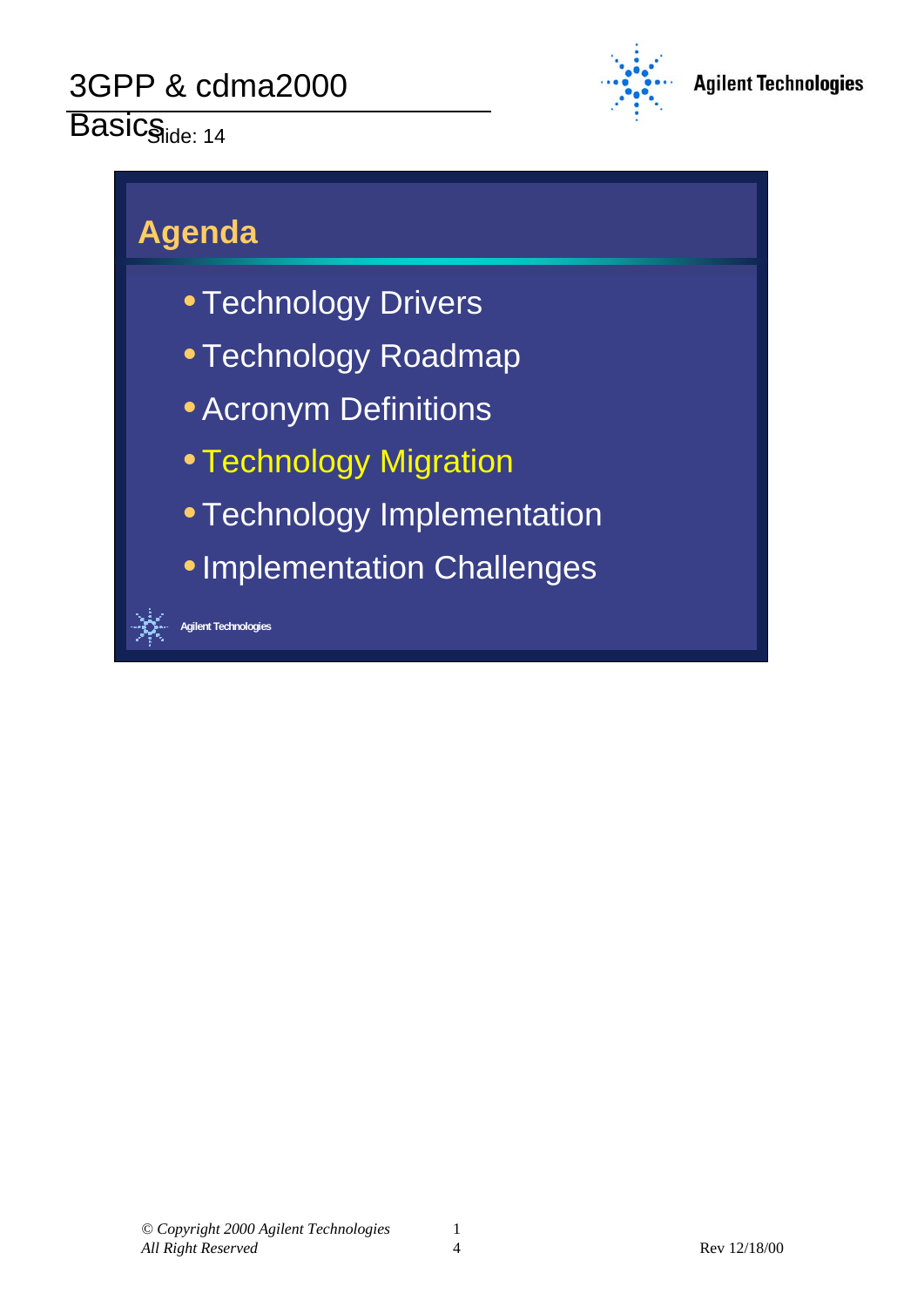## Agenda

- Technology Drivers
- Technology Roadmap
- Acronym Definitions
- Technology Migration
- Technology Implementation
- Implementation Challenges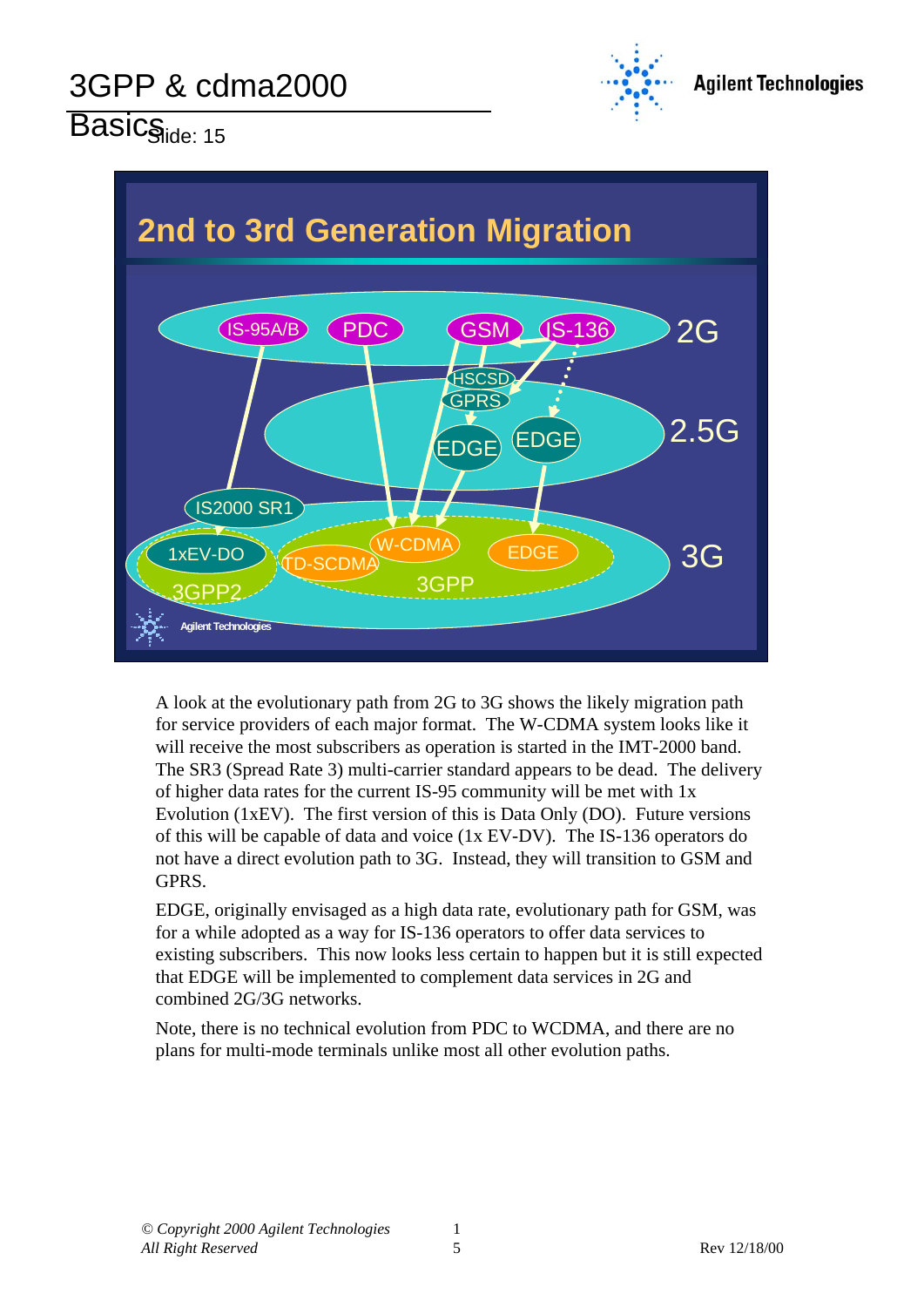## 2nd to 3rd Generation Migration

2G: IS-95A/B, PDC, GSM, IS-136

2.5G: HSCSD, GPRS, EDGE, EDGE

3G: IS2000 SR1, 1xEV-DO, 3GPP2, TD-SCDMA, W-CDMA, EDGE, 3GPP

A look at the evolutionary path from 2G to 3G shows the likely migration path for service providers of each major format. The W-CDMA system looks like it will receive the most subscribers as operation is started in the IMT-2000 band. The SR3 (Spread Rate 3) multi-carrier standard appears to be dead. The delivery of higher data rates for the current IS-95 community will be met with 1x Evolution (1xEV). The first version of this is Data Only (DO). Future versions of this will be capable of data and voice (1x EV-DV). The IS-136 operators do not have a direct evolution path to 3G. Instead, they will transition to GSM and GPRS.

EDGE, originally envisaged as a high data rate, evolutionary path for GSM, was for a while adopted as a way for IS-136 operators to offer data services to existing subscribers. This now looks less certain to happen but it is still expected that EDGE will be implemented to complement data services in 2G and combined 2G/3G networks.

Note, there is no technical evolution from PDC to WCDMA, and there are no plans for multi-mode terminals unlike most all other evolution paths.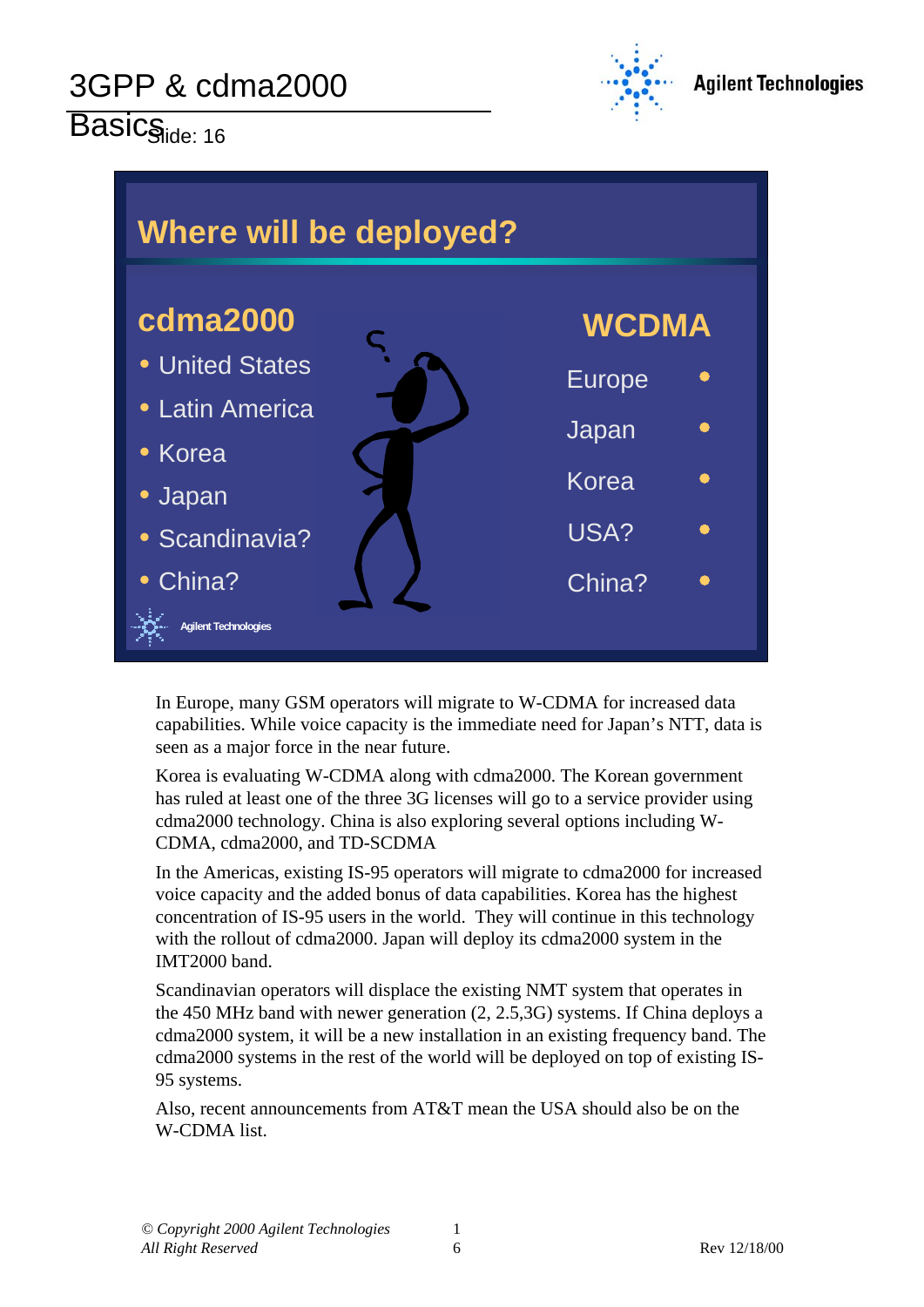## Where will be deployed?

### cdma2000

- United States
- Latin America
- Korea
- Japan
- Scandinavia?
- China?

### WCDMA

- Europe
- Japan
- Korea
- USA?
- China?

In Europe, many GSM operators will migrate to W-CDMA for increased data capabilities. While voice capacity is the immediate need for Japan's NTT, data is seen as a major force in the near future.

Korea is evaluating W-CDMA along with cdma2000. The Korean government has ruled at least one of the three 3G licenses will go to a service provider using cdma2000 technology. China is also exploring several options including W-CDMA, cdma2000, and TD-SCDMA

In the Americas, existing IS-95 operators will migrate to cdma2000 for increased voice capacity and the added bonus of data capabilities. Korea has the highest concentration of IS-95 users in the world. They will continue in this technology with the rollout of cdma2000. Japan will deploy its cdma2000 system in the IMT2000 band.

Scandinavian operators will displace the existing NMT system that operates in the 450 MHz band with newer generation (2, 2.5,3G) systems. If China deploys a cdma2000 system, it will be a new installation in an existing frequency band. The cdma2000 systems in the rest of the world will be deployed on top of existing IS-95 systems.

Also, recent announcements from AT&T mean the USA should also be on the W-CDMA list.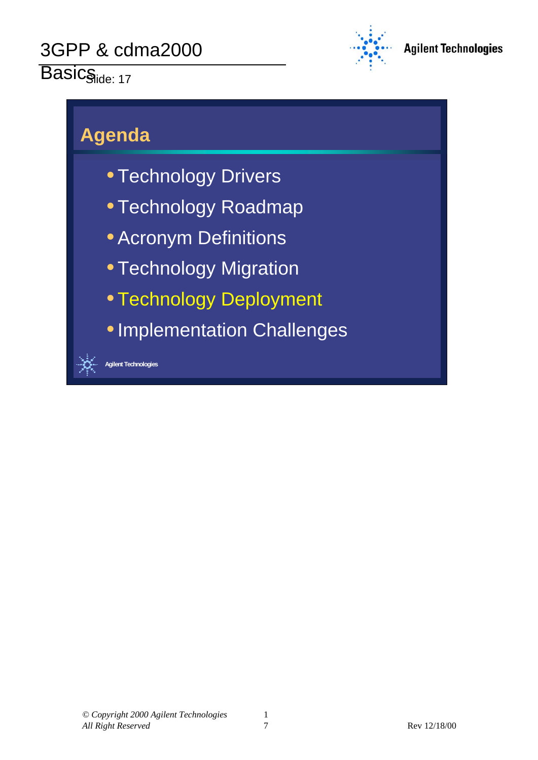## Agenda

- Technology Drivers
- Technology Roadmap
- Acronym Definitions
- Technology Migration
- Technology Deployment
- Implementation Challenges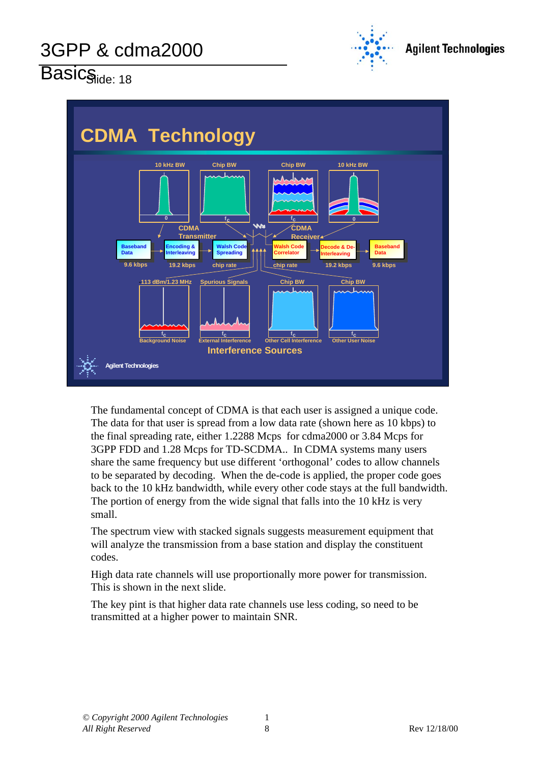# CDMA Technology

10 kHz BW | Chip BW | Chip BW | 10 kHz BW

CDMA Transmitter: Baseband Data (9.6 kbps) → Encoding & Interleaving (19.2 kbps) → Walsh Code Spreading (chip rate)

CDMA Receiver: Walsh Code Correlator (chip rate) → Decode & De-Interleaving (19.2 kbps) → Baseband Data (9.6 kbps)

-113 dBm/1.23 MHz — Background Noise | Spurious Signals — External Interference | Chip BW — Other Cell Interference | Chip BW — Other User Noise

Interference Sources

The fundamental concept of CDMA is that each user is assigned a unique code. The data for that user is spread from a low data rate (shown here as 10 kbps) to the final spreading rate, either 1.2288 Mcps for cdma2000 or 3.84 Mcps for 3GPP FDD and 1.28 Mcps for TD-SCDMA.. In CDMA systems many users share the same frequency but use different 'orthogonal' codes to allow channels to be separated by decoding. When the de-code is applied, the proper code goes back to the 10 kHz bandwidth, while every other code stays at the full bandwidth. The portion of energy from the wide signal that falls into the 10 kHz is very small.

The spectrum view with stacked signals suggests measurement equipment that will analyze the transmission from a base station and display the constituent codes.

High data rate channels will use proportionally more power for transmission. This is shown in the next slide.

The key pint is that higher data rate channels use less coding, so need to be transmitted at a higher power to maintain SNR.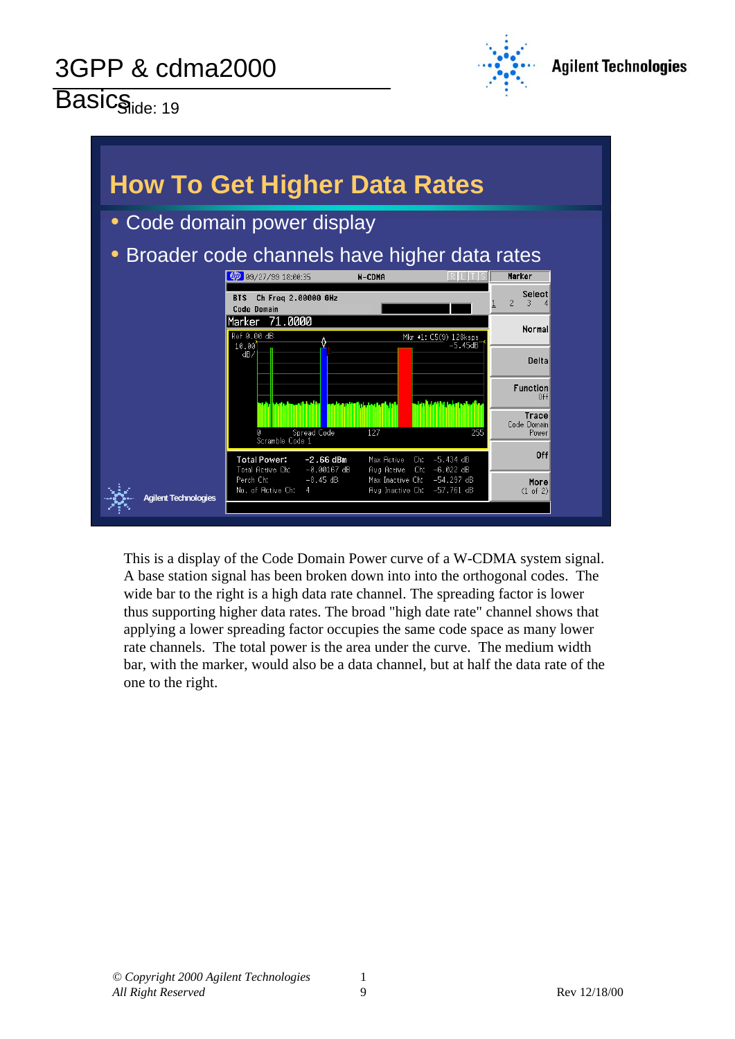## How To Get Higher Data Rates

- Code domain power display
- Broader code channels have higher data rates

This is a display of the Code Domain Power curve of a W-CDMA system signal. A base station signal has been broken down into into the orthogonal codes. The wide bar to the right is a high data rate channel. The spreading factor is lower thus supporting higher data rates. The broad "high date rate" channel shows that applying a lower spreading factor occupies the same code space as many lower rate channels. The total power is the area under the curve. The medium width bar, with the marker, would also be a data channel, but at half the data rate of the one to the right.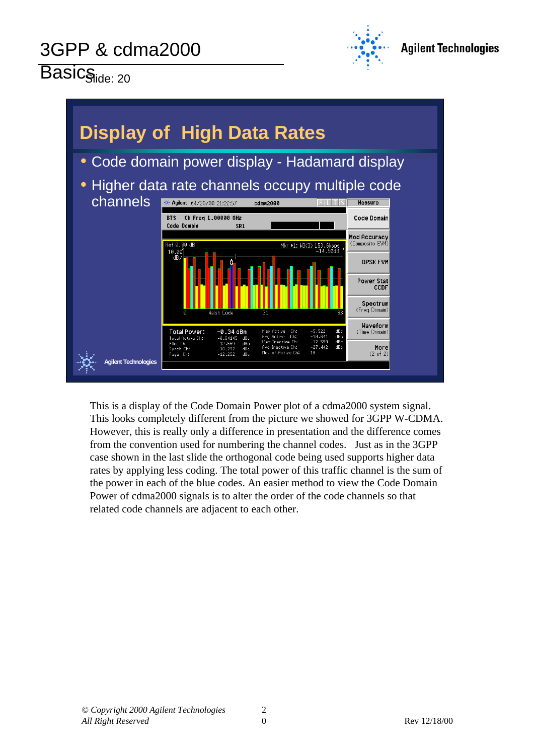## Display of High Data Rates

- Code domain power display - Hadamard display
- Higher data rate channels occupy multiple code channels

This is a display of the Code Domain Power plot of a cdma2000 system signal. This looks completely different from the picture we showed for 3GPP W-CDMA. However, this is really only a difference in presentation and the difference comes from the convention used for numbering the channel codes. Just as in the 3GPP case shown in the last slide the orthogonal code being used supports higher data rates by applying less coding. The total power of this traffic channel is the sum of the power in each of the blue codes. An easier method to view the Code Domain Power of cdma2000 signals is to alter the order of the code channels so that related code channels are adjacent to each other.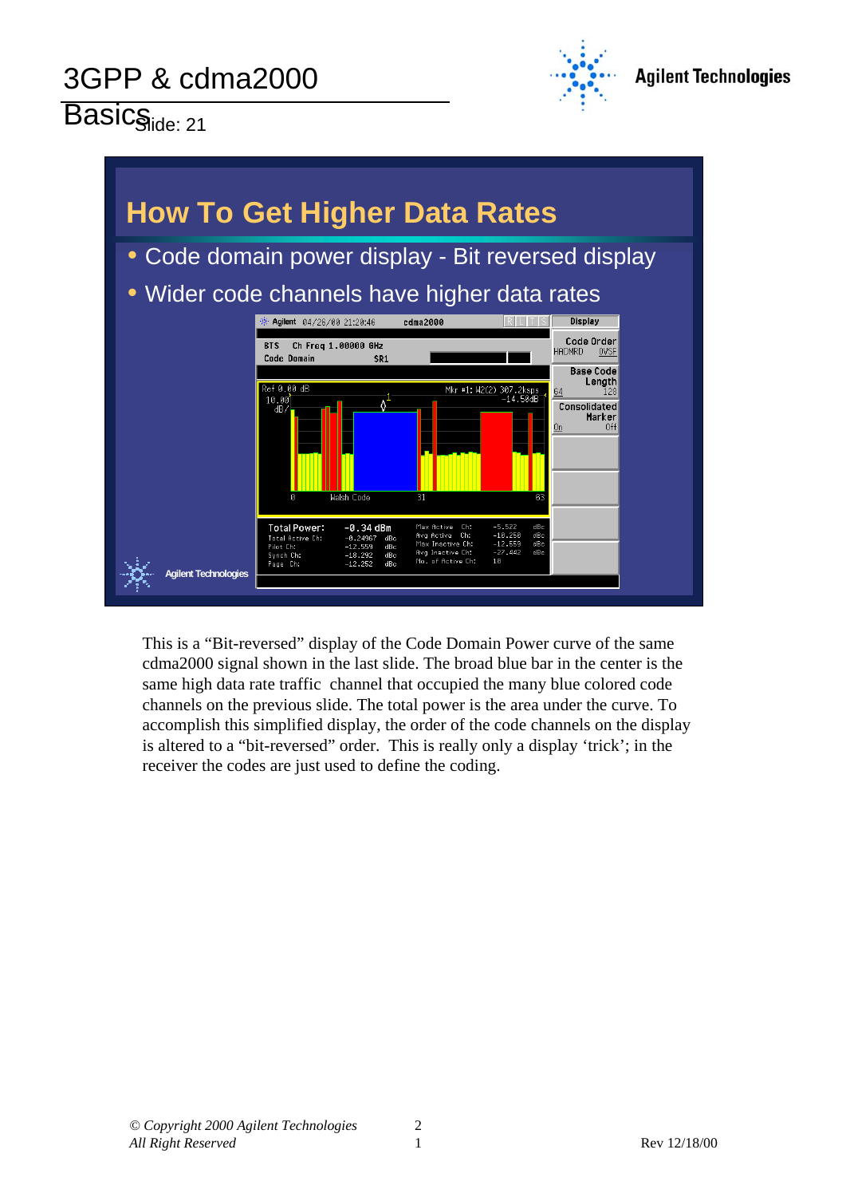3GPP & cdma2000 Basics

Slide: 21

## How To Get Higher Data Rates

- Code domain power display - Bit reversed display
- Wider code channels have higher data rates

This is a “Bit-reversed” display of the Code Domain Power curve of the same cdma2000 signal shown in the last slide. The broad blue bar in the center is the same high data rate traffic channel that occupied the many blue colored code channels on the previous slide. The total power is the area under the curve. To accomplish this simplified display, the order of the code channels on the display is altered to a “bit-reversed” order. This is really only a display ‘trick’; in the receiver the codes are just used to define the coding.

*© Copyright 2000 Agilent Technologies*
*All Right Reserved*

Rev 12/18/00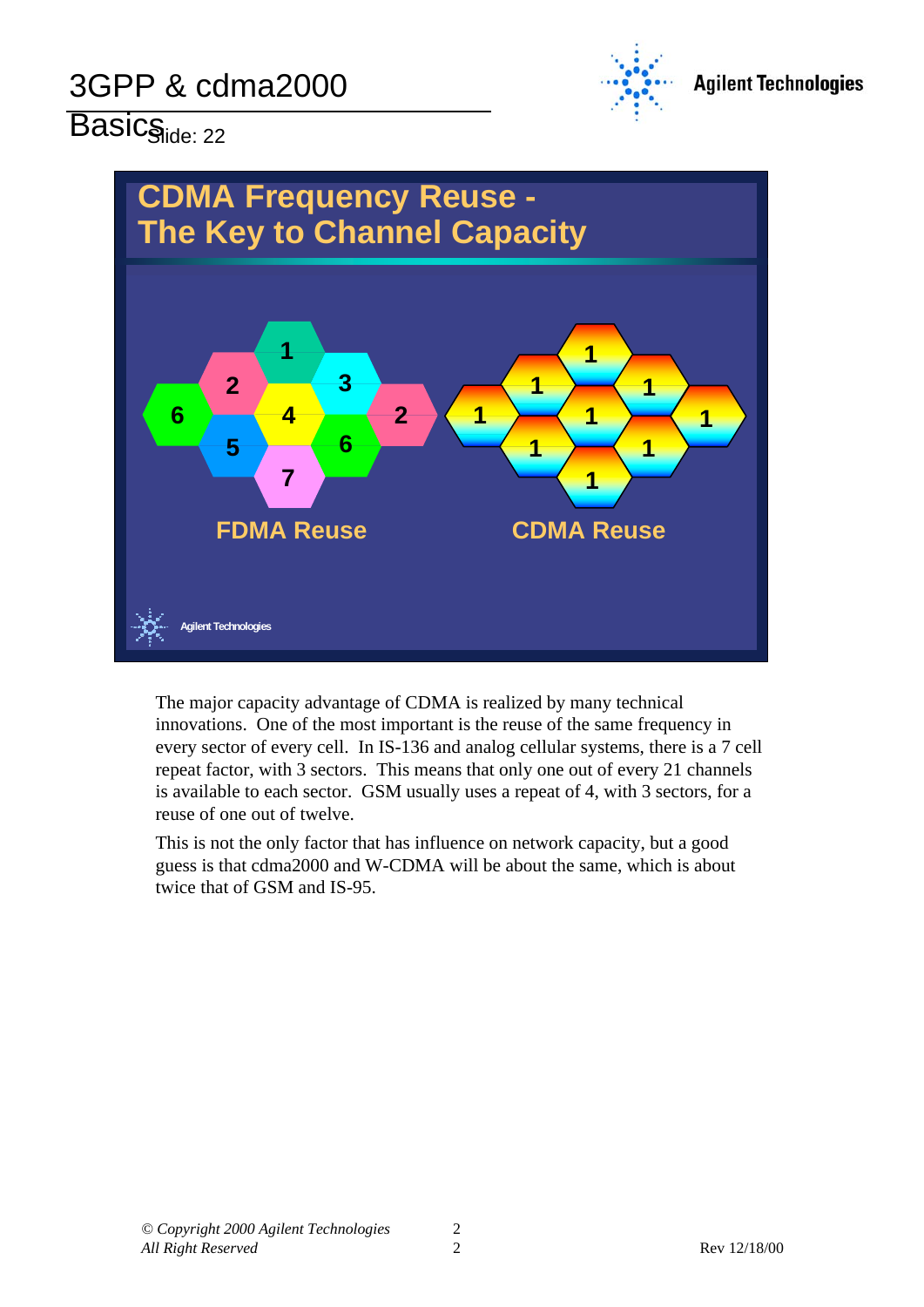## CDMA Frequency Reuse - The Key to Channel Capacity

FDMA Reuse

CDMA Reuse

The major capacity advantage of CDMA is realized by many technical innovations. One of the most important is the reuse of the same frequency in every sector of every cell. In IS-136 and analog cellular systems, there is a 7 cell repeat factor, with 3 sectors. This means that only one out of every 21 channels is available to each sector. GSM usually uses a repeat of 4, with 3 sectors, for a reuse of one out of twelve.

This is not the only factor that has influence on network capacity, but a good guess is that cdma2000 and W-CDMA will be about the same, which is about twice that of GSM and IS-95.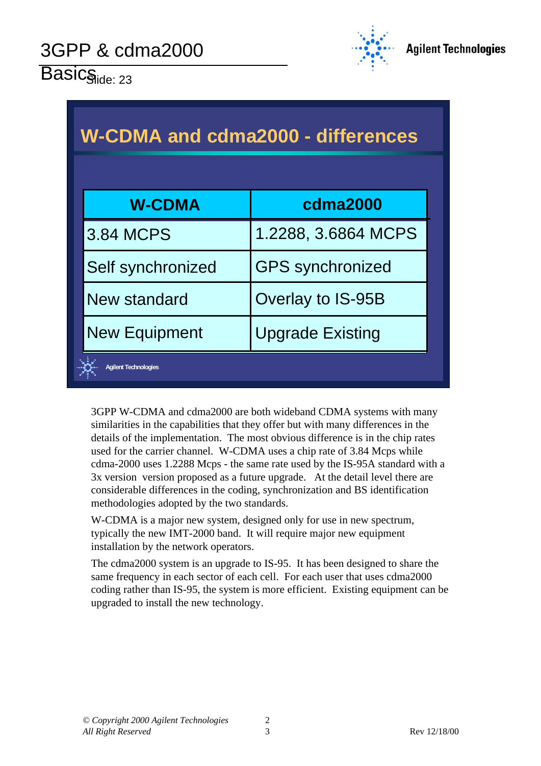## W-CDMA and cdma2000 - differences

| W-CDMA | cdma2000 |
|---|---|
| 3.84 MCPS | 1.2288, 3.6864 MCPS |
| Self synchronized | GPS synchronized |
| New standard | Overlay to IS-95B |
| New Equipment | Upgrade Existing |

3GPP W-CDMA and cdma2000 are both wideband CDMA systems with many similarities in the capabilities that they offer but with many differences in the details of the implementation. The most obvious difference is in the chip rates used for the carrier channel. W-CDMA uses a chip rate of 3.84 Mcps while cdma-2000 uses 1.2288 Mcps - the same rate used by the IS-95A standard with a 3x version version proposed as a future upgrade. At the detail level there are considerable differences in the coding, synchronization and BS identification methodologies adopted by the two standards.

W-CDMA is a major new system, designed only for use in new spectrum, typically the new IMT-2000 band. It will require major new equipment installation by the network operators.

The cdma2000 system is an upgrade to IS-95. It has been designed to share the same frequency in each sector of each cell. For each user that uses cdma2000 coding rather than IS-95, the system is more efficient. Existing equipment can be upgraded to install the new technology.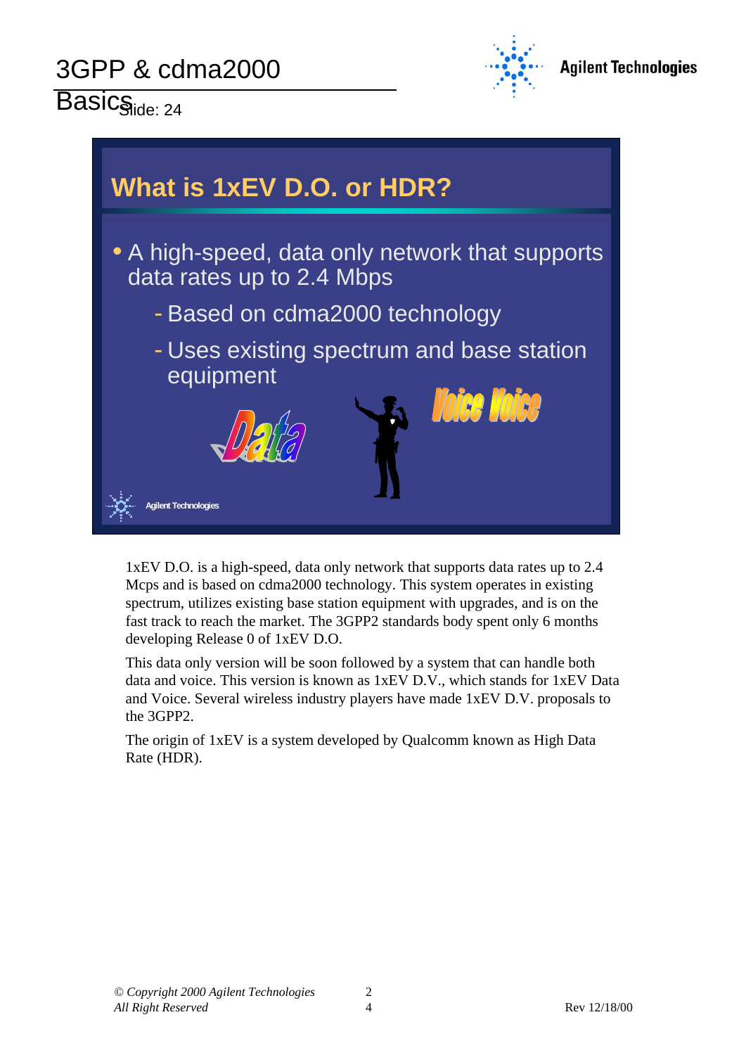## What is 1xEV D.O. or HDR?

- A high-speed, data only network that supports data rates up to 2.4 Mbps
  - Based on cdma2000 technology
  - Uses existing spectrum and base station equipment

Data

Voice Voice

1xEV D.O. is a high-speed, data only network that supports data rates up to 2.4 Mcps and is based on cdma2000 technology. This system operates in existing spectrum, utilizes existing base station equipment with upgrades, and is on the fast track to reach the market. The 3GPP2 standards body spent only 6 months developing Release 0 of 1xEV D.O.

This data only version will be soon followed by a system that can handle both data and voice. This version is known as 1xEV D.V., which stands for 1xEV Data and Voice. Several wireless industry players have made 1xEV D.V. proposals to the 3GPP2.

The origin of 1xEV is a system developed by Qualcomm known as High Data Rate (HDR).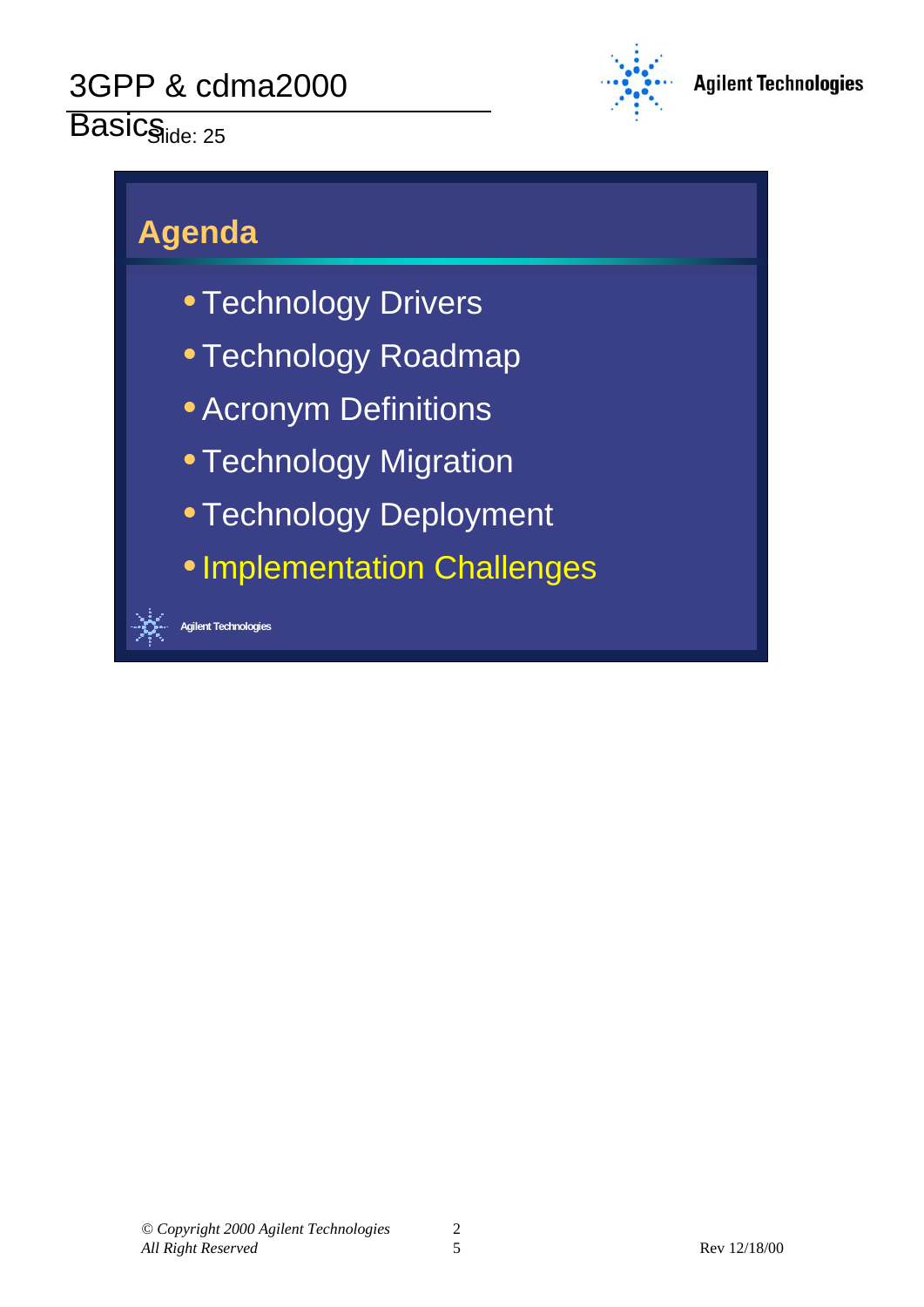## Agenda

- Technology Drivers
- Technology Roadmap
- Acronym Definitions
- Technology Migration
- Technology Deployment
- Implementation Challenges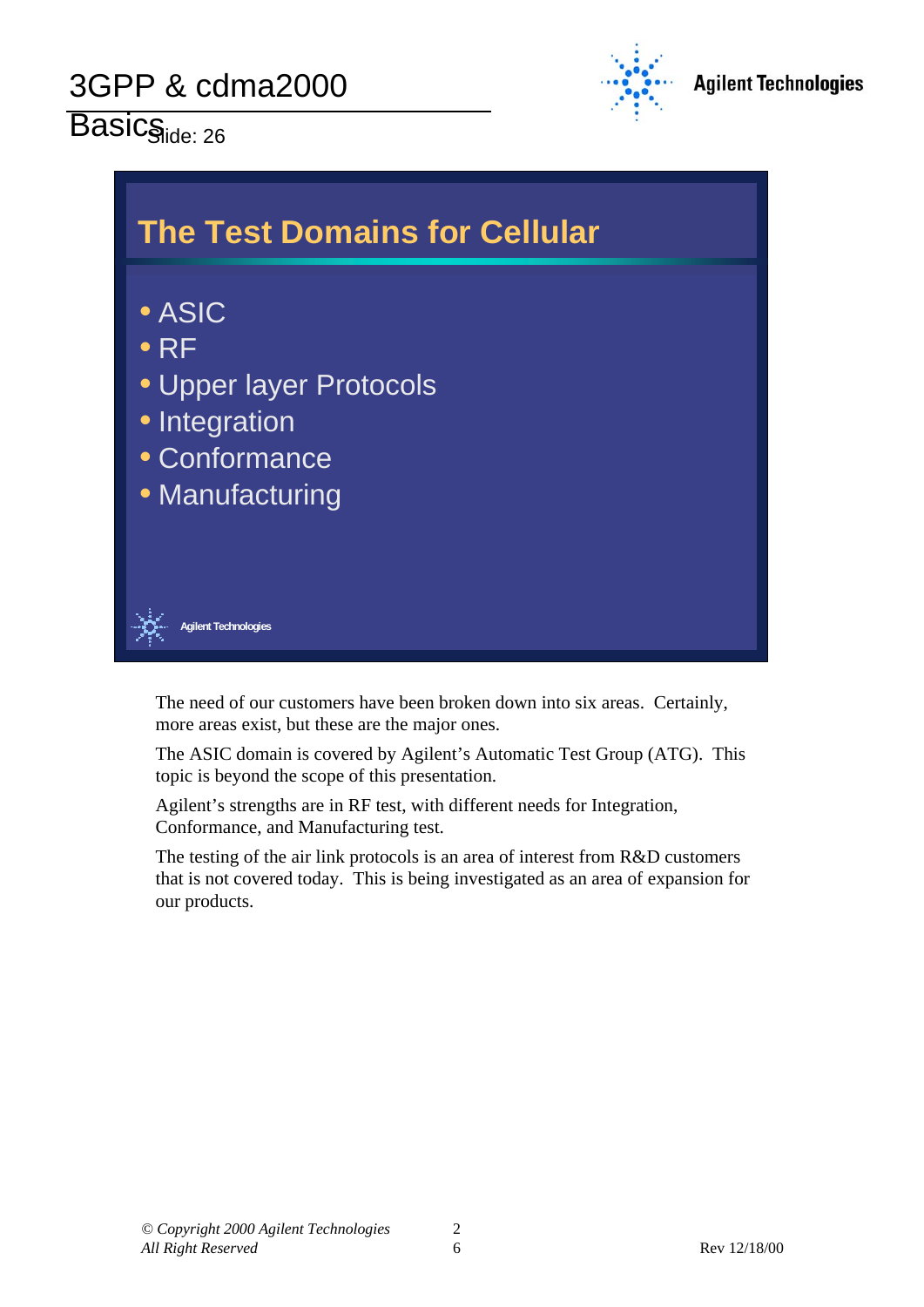## The Test Domains for Cellular

- ASIC
- RF
- Upper layer Protocols
- Integration
- Conformance
- Manufacturing

The need of our customers have been broken down into six areas. Certainly, more areas exist, but these are the major ones.

The ASIC domain is covered by Agilent's Automatic Test Group (ATG). This topic is beyond the scope of this presentation.

Agilent's strengths are in RF test, with different needs for Integration, Conformance, and Manufacturing test.

The testing of the air link protocols is an area of interest from R&D customers that is not covered today. This is being investigated as an area of expansion for our products.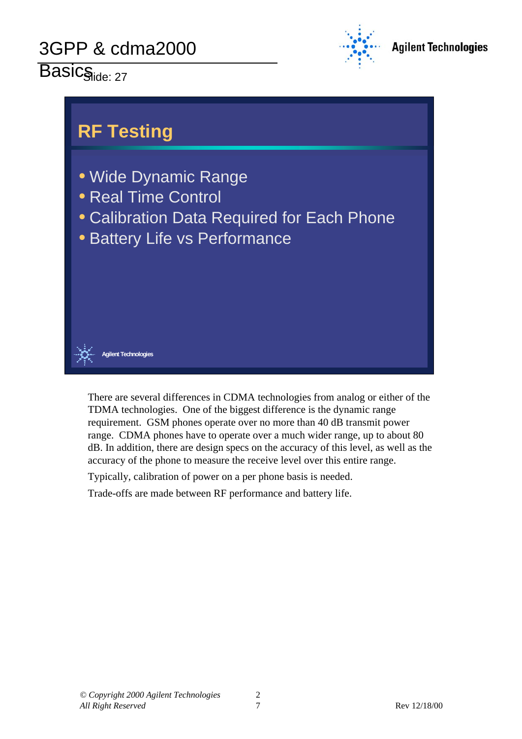## RF Testing

- Wide Dynamic Range
- Real Time Control
- Calibration Data Required for Each Phone
- Battery Life vs Performance

There are several differences in CDMA technologies from analog or either of the TDMA technologies. One of the biggest difference is the dynamic range requirement. GSM phones operate over no more than 40 dB transmit power range. CDMA phones have to operate over a much wider range, up to about 80 dB. In addition, there are design specs on the accuracy of this level, as well as the accuracy of the phone to measure the receive level over this entire range.

Typically, calibration of power on a per phone basis is needed.

Trade-offs are made between RF performance and battery life.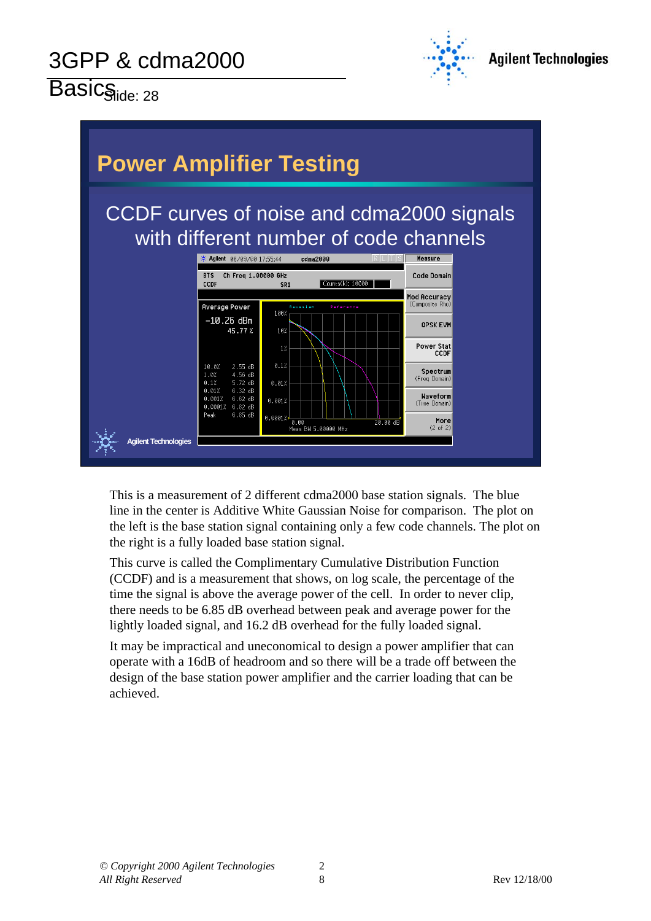## Power Amplifier Testing

CCDF curves of noise and cdma2000 signals with different number of code channels

This is a measurement of 2 different cdma2000 base station signals. The blue line in the center is Additive White Gaussian Noise for comparison. The plot on the left is the base station signal containing only a few code channels. The plot on the right is a fully loaded base station signal.

This curve is called the Complimentary Cumulative Distribution Function (CCDF) and is a measurement that shows, on log scale, the percentage of the time the signal is above the average power of the cell. In order to never clip, there needs to be 6.85 dB overhead between peak and average power for the lightly loaded signal, and 16.2 dB overhead for the fully loaded signal.

It may be impractical and uneconomical to design a power amplifier that can operate with a 16dB of headroom and so there will be a trade off between the design of the base station power amplifier and the carrier loading that can be achieved.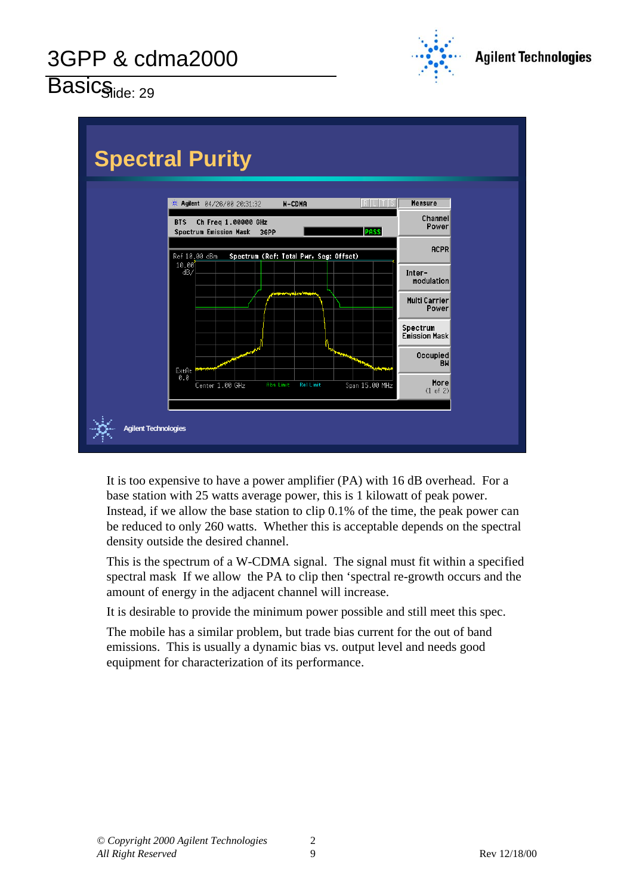## Spectral Purity

It is too expensive to have a power amplifier (PA) with 16 dB overhead. For a base station with 25 watts average power, this is 1 kilowatt of peak power. Instead, if we allow the base station to clip 0.1% of the time, the peak power can be reduced to only 260 watts. Whether this is acceptable depends on the spectral density outside the desired channel.

This is the spectrum of a W-CDMA signal. The signal must fit within a specified spectral mask If we allow the PA to clip then 'spectral re-growth occurs and the amount of energy in the adjacent channel will increase.

It is desirable to provide the minimum power possible and still meet this spec.

The mobile has a similar problem, but trade bias current for the out of band emissions. This is usually a dynamic bias vs. output level and needs good equipment for characterization of its performance.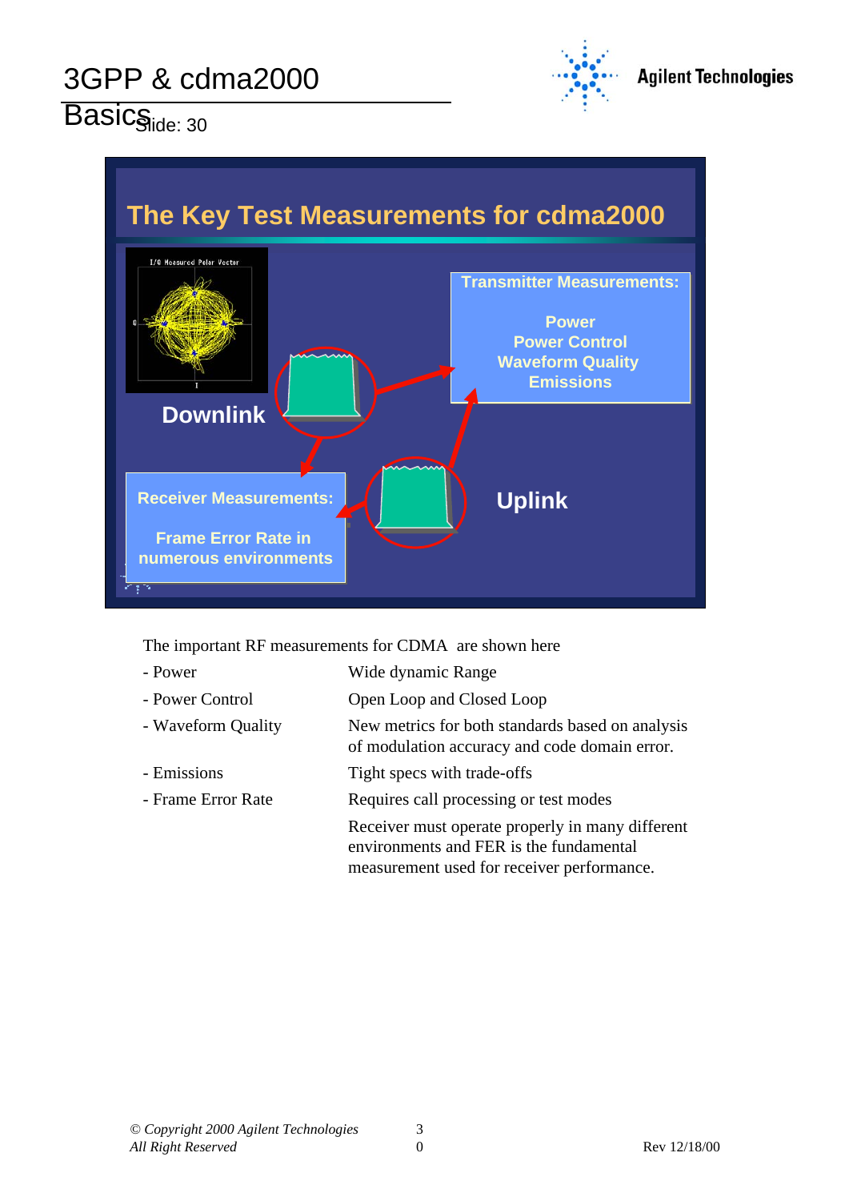## The Key Test Measurements for cdma2000

**Transmitter Measurements:**

Power
Power Control
Waveform Quality
Emissions

**Downlink**

**Receiver Measurements:**

Frame Error Rate in numerous environments

**Uplink**

The important RF measurements for CDMA are shown here

| | |
|---|---|
| - Power | Wide dynamic Range |
| - Power Control | Open Loop and Closed Loop |
| - Waveform Quality | New metrics for both standards based on analysis of modulation accuracy and code domain error. |
| - Emissions | Tight specs with trade-offs |
| - Frame Error Rate | Requires call processing or test modes |
| | Receiver must operate properly in many different environments and FER is the fundamental measurement used for receiver performance. |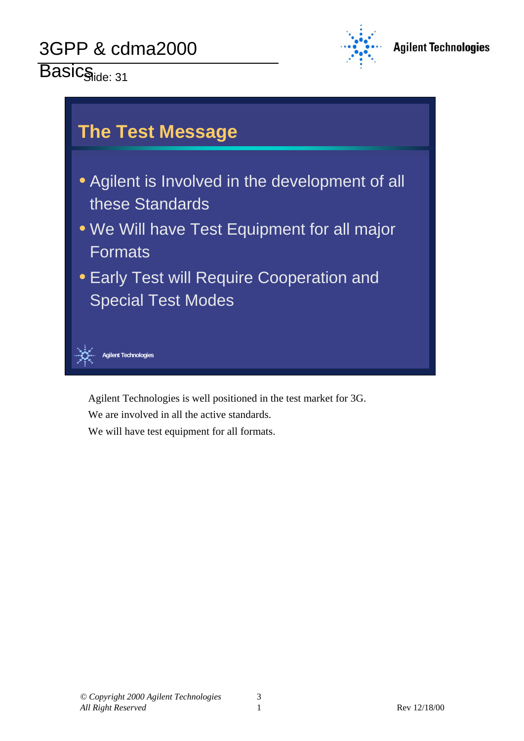## The Test Message

- Agilent is Involved in the development of all these Standards
- We Will have Test Equipment for all major Formats
- Early Test will Require Cooperation and Special Test Modes

Agilent Technologies is well positioned in the test market for 3G.

We are involved in all the active standards.

We will have test equipment for all formats.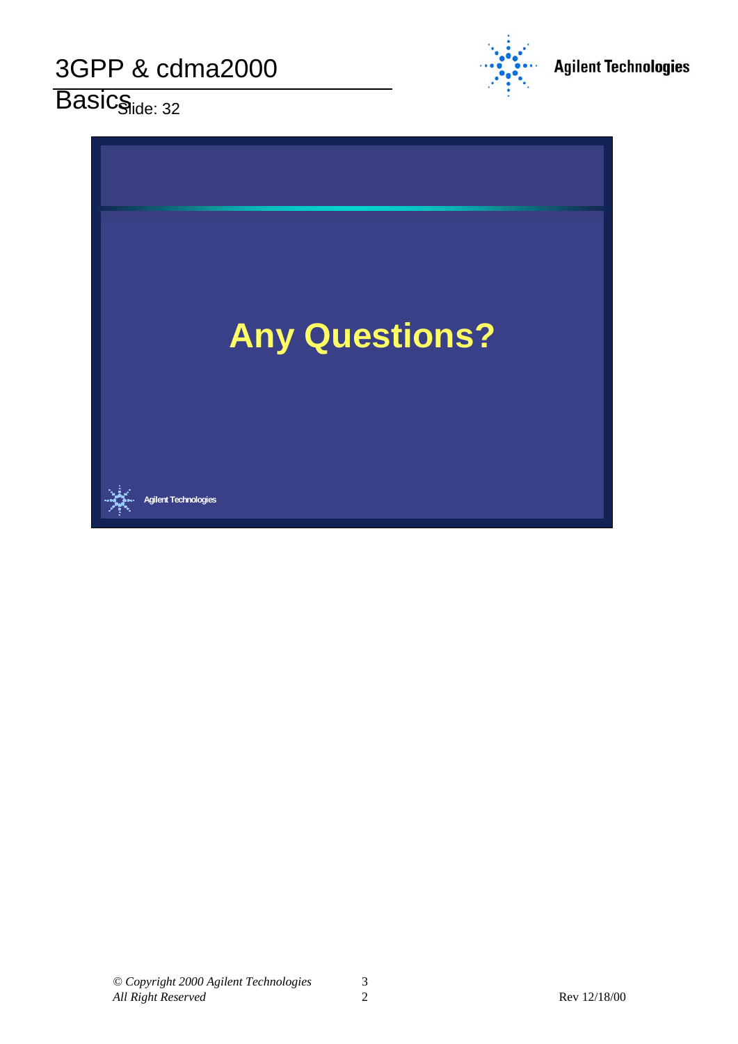# Any Questions?